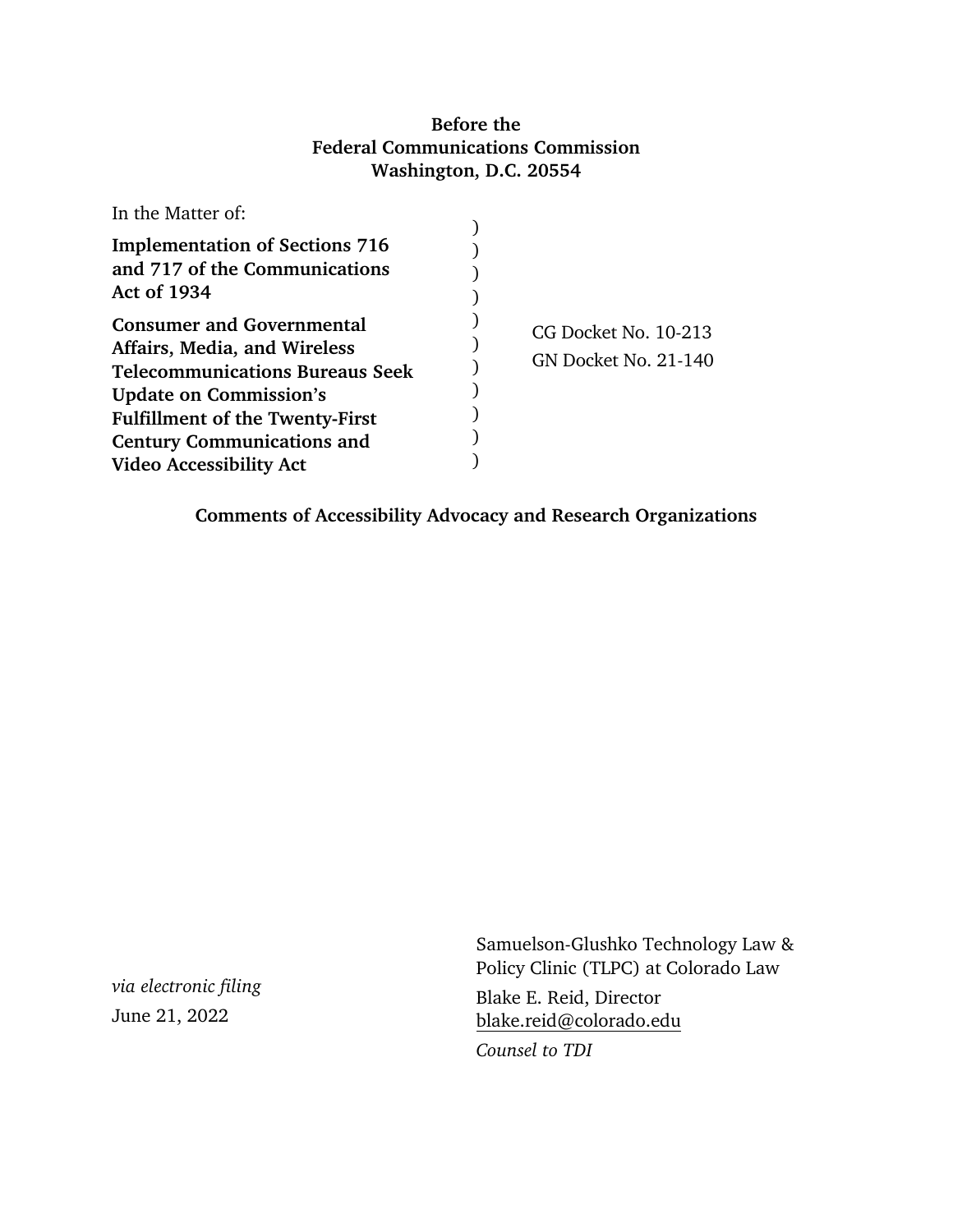**Before the**
**Federal Communications Commission**
**Washington, D.C. 20554**

| In the Matter of: | | |
|---|---|---|
| **Implementation of Sections 716 and 717 of the Communications Act of 1934** | ) | |
| **Consumer and Governmental Affairs, Media, and Wireless Telecommunications Bureaus Seek Update on Commission's Fulfillment of the Twenty-First Century Communications and Video Accessibility Act** | ) | CG Docket No. 10-213<br>GN Docket No. 21-140 |

**Comments of Accessibility Advocacy and Research Organizations**

*via electronic filing*
June 21, 2022

Samuelson-Glushko Technology Law & Policy Clinic (TLPC) at Colorado Law
Blake E. Reid, Director
blake.reid@colorado.edu
*Counsel to TDI*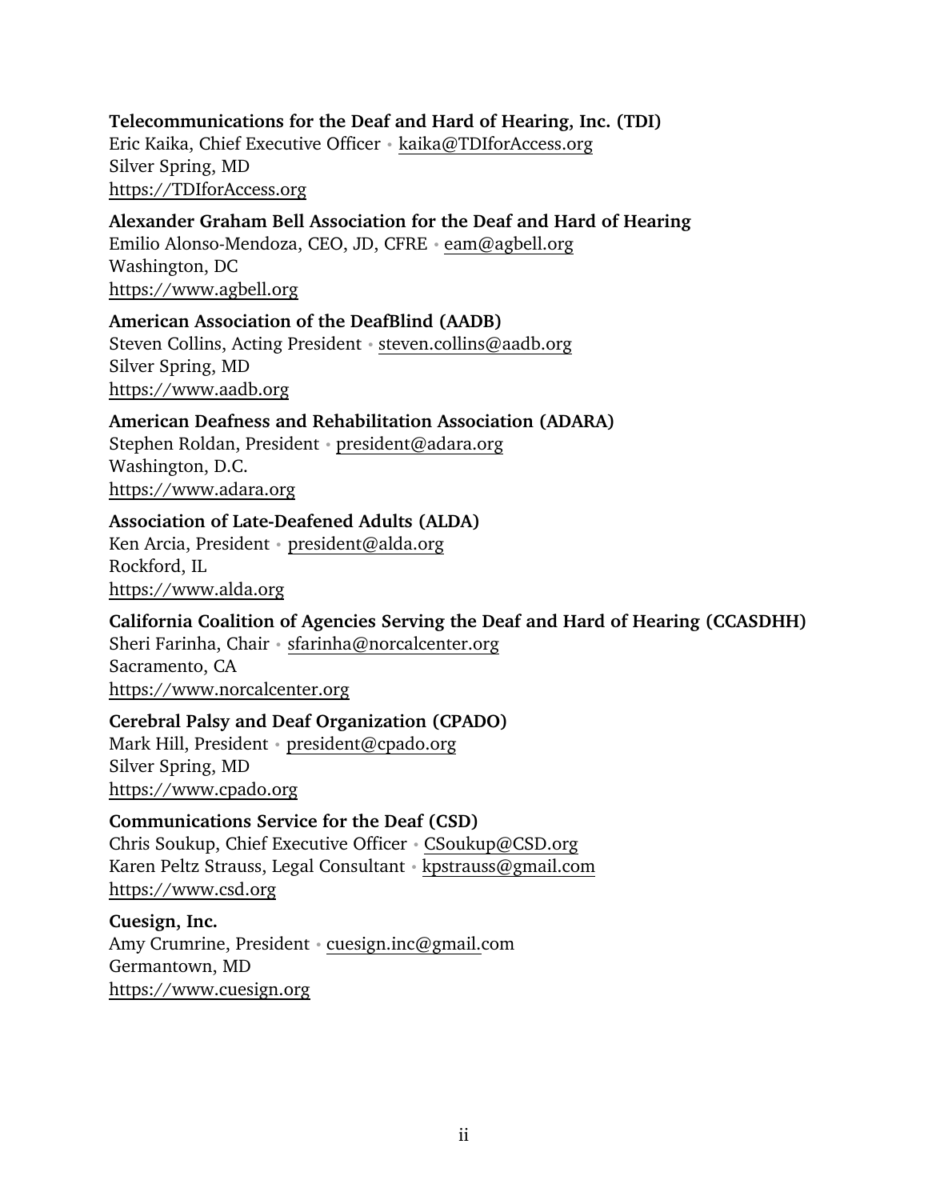**Telecommunications for the Deaf and Hard of Hearing, Inc. (TDI)**
Eric Kaika, Chief Executive Officer • kaika@TDIforAccess.org
Silver Spring, MD
https://TDIforAccess.org

**Alexander Graham Bell Association for the Deaf and Hard of Hearing**
Emilio Alonso-Mendoza, CEO, JD, CFRE • eam@agbell.org
Washington, DC
https://www.agbell.org

**American Association of the DeafBlind (AADB)**
Steven Collins, Acting President • steven.collins@aadb.org
Silver Spring, MD
https://www.aadb.org

**American Deafness and Rehabilitation Association (ADARA)**
Stephen Roldan, President • president@adara.org
Washington, D.C.
https://www.adara.org

**Association of Late-Deafened Adults (ALDA)**
Ken Arcia, President • president@alda.org
Rockford, IL
https://www.alda.org

**California Coalition of Agencies Serving the Deaf and Hard of Hearing (CCASDHH)**
Sheri Farinha, Chair • sfarinha@norcalcenter.org
Sacramento, CA
https://www.norcalcenter.org

**Cerebral Palsy and Deaf Organization (CPADO)**
Mark Hill, President • president@cpado.org
Silver Spring, MD
https://www.cpado.org

**Communications Service for the Deaf (CSD)**
Chris Soukup, Chief Executive Officer • CSoukup@CSD.org
Karen Peltz Strauss, Legal Consultant • kpstrauss@gmail.com
https://www.csd.org

**Cuesign, Inc.**
Amy Crumrine, President • cuesign.inc@gmail.com
Germantown, MD
https://www.cuesign.org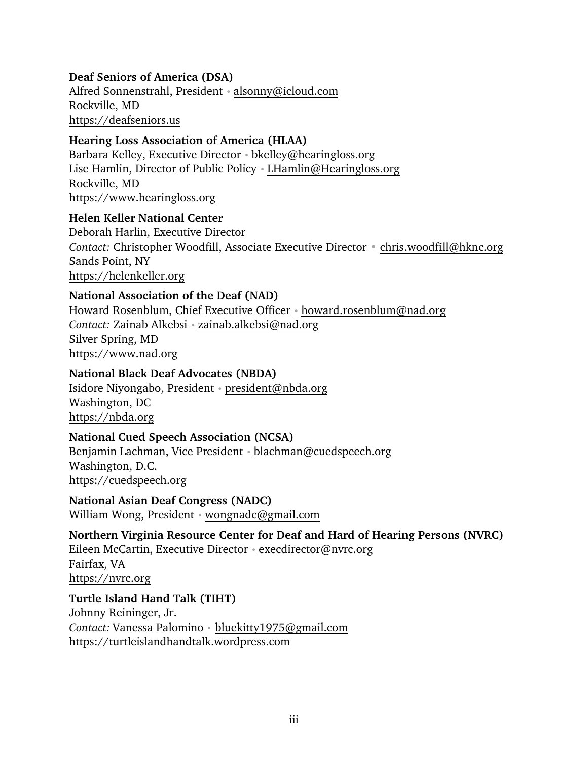**Deaf Seniors of America (DSA)**
Alfred Sonnenstrahl, President • alsonny@icloud.com
Rockville, MD
https://deafseniors.us

**Hearing Loss Association of America (HLAA)**
Barbara Kelley, Executive Director • bkelley@hearingloss.org
Lise Hamlin, Director of Public Policy • LHamlin@Hearingloss.org
Rockville, MD
https://www.hearingloss.org

**Helen Keller National Center**
Deborah Harlin, Executive Director
*Contact:* Christopher Woodfill, Associate Executive Director • chris.woodfill@hknc.org
Sands Point, NY
https://helenkeller.org

**National Association of the Deaf (NAD)**
Howard Rosenblum, Chief Executive Officer • howard.rosenblum@nad.org
*Contact:* Zainab Alkebsi • zainab.alkebsi@nad.org
Silver Spring, MD
https://www.nad.org

**National Black Deaf Advocates (NBDA)**
Isidore Niyongabo, President • president@nbda.org
Washington, DC
https://nbda.org

**National Cued Speech Association (NCSA)**
Benjamin Lachman, Vice President • blachman@cuedspeech.org
Washington, D.C.
https://cuedspeech.org

**National Asian Deaf Congress (NADC)**
William Wong, President • wongnadc@gmail.com

**Northern Virginia Resource Center for Deaf and Hard of Hearing Persons (NVRC)**
Eileen McCartin, Executive Director • execdirector@nvrc.org
Fairfax, VA
https://nvrc.org

**Turtle Island Hand Talk (TIHT)**
Johnny Reininger, Jr.
*Contact:* Vanessa Palomino • bluekitty1975@gmail.com
https://turtleislandhandtalk.wordpress.com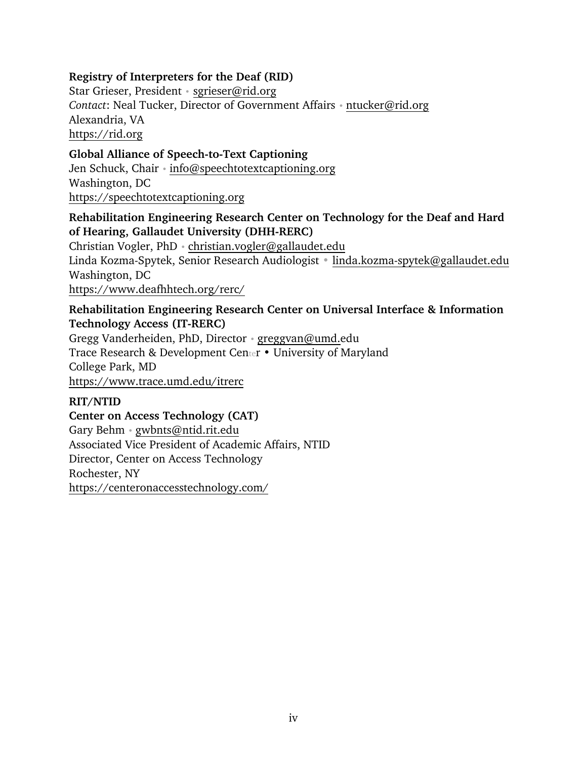**Registry of Interpreters for the Deaf (RID)**
Star Grieser, President • sgrieser@rid.org
*Contact*: Neal Tucker, Director of Government Affairs • ntucker@rid.org
Alexandria, VA
https://rid.org

**Global Alliance of Speech-to-Text Captioning**
Jen Schuck, Chair • info@speechtotextcaptioning.org
Washington, DC
https://speechtotextcaptioning.org

**Rehabilitation Engineering Research Center on Technology for the Deaf and Hard of Hearing, Gallaudet University (DHH-RERC)**
Christian Vogler, PhD • christian.vogler@gallaudet.edu
Linda Kozma-Spytek, Senior Research Audiologist • linda.kozma-spytek@gallaudet.edu
Washington, DC
https://www.deafhhtech.org/rerc/

**Rehabilitation Engineering Research Center on Universal Interface & Information Technology Access (IT-RERC)**
Gregg Vanderheiden, PhD, Director • greggvan@umd.edu
Trace Research & Development Center • University of Maryland
College Park, MD
https://www.trace.umd.edu/itrerc

**RIT/NTID**
**Center on Access Technology (CAT)**
Gary Behm • gwbnts@ntid.rit.edu
Associated Vice President of Academic Affairs, NTID
Director, Center on Access Technology
Rochester, NY
https://centeronaccesstechnology.com/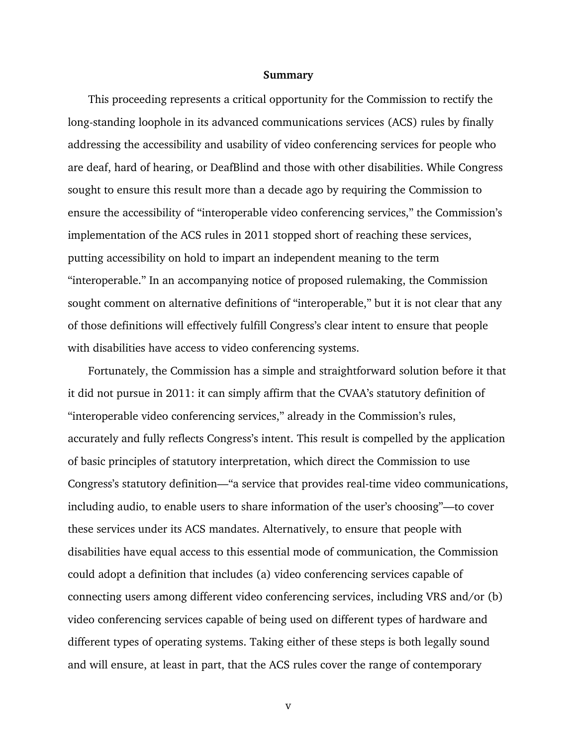## Summary

This proceeding represents a critical opportunity for the Commission to rectify the long-standing loophole in its advanced communications services (ACS) rules by finally addressing the accessibility and usability of video conferencing services for people who are deaf, hard of hearing, or DeafBlind and those with other disabilities. While Congress sought to ensure this result more than a decade ago by requiring the Commission to ensure the accessibility of "interoperable video conferencing services," the Commission's implementation of the ACS rules in 2011 stopped short of reaching these services, putting accessibility on hold to impart an independent meaning to the term "interoperable." In an accompanying notice of proposed rulemaking, the Commission sought comment on alternative definitions of "interoperable," but it is not clear that any of those definitions will effectively fulfill Congress's clear intent to ensure that people with disabilities have access to video conferencing systems.

Fortunately, the Commission has a simple and straightforward solution before it that it did not pursue in 2011: it can simply affirm that the CVAA's statutory definition of "interoperable video conferencing services," already in the Commission's rules, accurately and fully reflects Congress's intent. This result is compelled by the application of basic principles of statutory interpretation, which direct the Commission to use Congress's statutory definition—"a service that provides real-time video communications, including audio, to enable users to share information of the user's choosing"—to cover these services under its ACS mandates. Alternatively, to ensure that people with disabilities have equal access to this essential mode of communication, the Commission could adopt a definition that includes (a) video conferencing services capable of connecting users among different video conferencing services, including VRS and/or (b) video conferencing services capable of being used on different types of hardware and different types of operating systems. Taking either of these steps is both legally sound and will ensure, at least in part, that the ACS rules cover the range of contemporary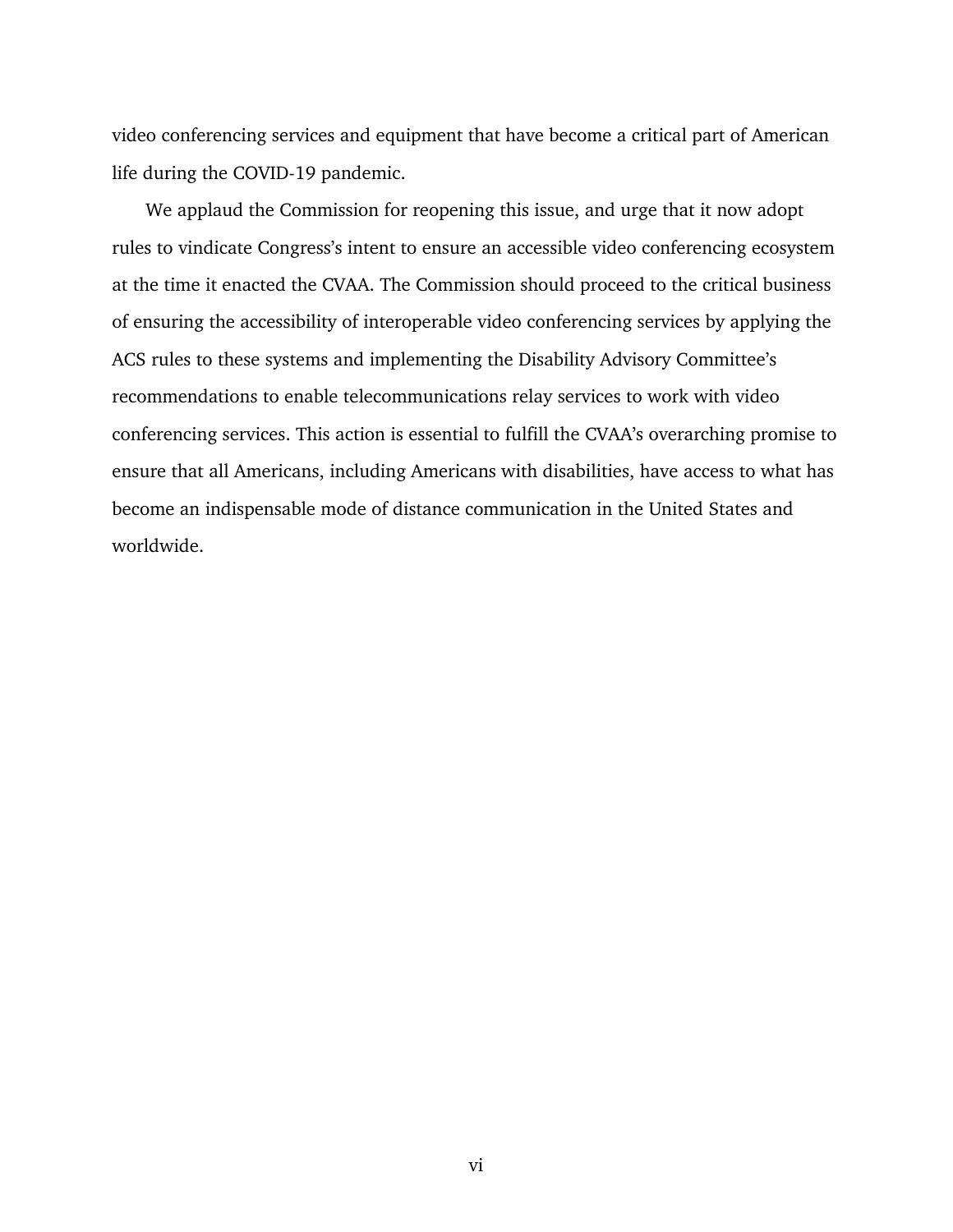video conferencing services and equipment that have become a critical part of American life during the COVID-19 pandemic.

We applaud the Commission for reopening this issue, and urge that it now adopt rules to vindicate Congress's intent to ensure an accessible video conferencing ecosystem at the time it enacted the CVAA. The Commission should proceed to the critical business of ensuring the accessibility of interoperable video conferencing services by applying the ACS rules to these systems and implementing the Disability Advisory Committee's recommendations to enable telecommunications relay services to work with video conferencing services. This action is essential to fulfill the CVAA's overarching promise to ensure that all Americans, including Americans with disabilities, have access to what has become an indispensable mode of distance communication in the United States and worldwide.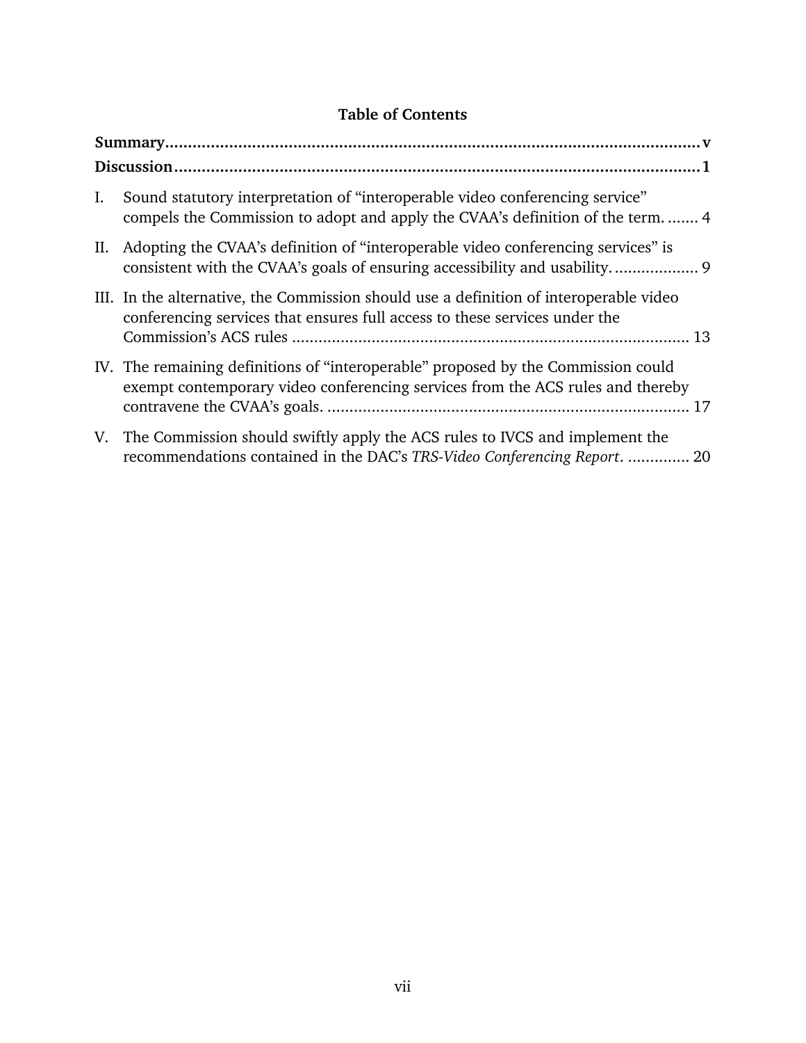## Table of Contents

**Summary** .......... v

**Discussion** .......... 1

I. Sound statutory interpretation of "interoperable video conferencing service" compels the Commission to adopt and apply the CVAA's definition of the term. .......... 4

II. Adopting the CVAA's definition of "interoperable video conferencing services" is consistent with the CVAA's goals of ensuring accessibility and usability. .......... 9

III. In the alternative, the Commission should use a definition of interoperable video conferencing services that ensures full access to these services under the Commission's ACS rules .......... 13

IV. The remaining definitions of "interoperable" proposed by the Commission could exempt contemporary video conferencing services from the ACS rules and thereby contravene the CVAA's goals. .......... 17

V. The Commission should swiftly apply the ACS rules to IVCS and implement the recommendations contained in the DAC's *TRS-Video Conferencing Report*. .......... 20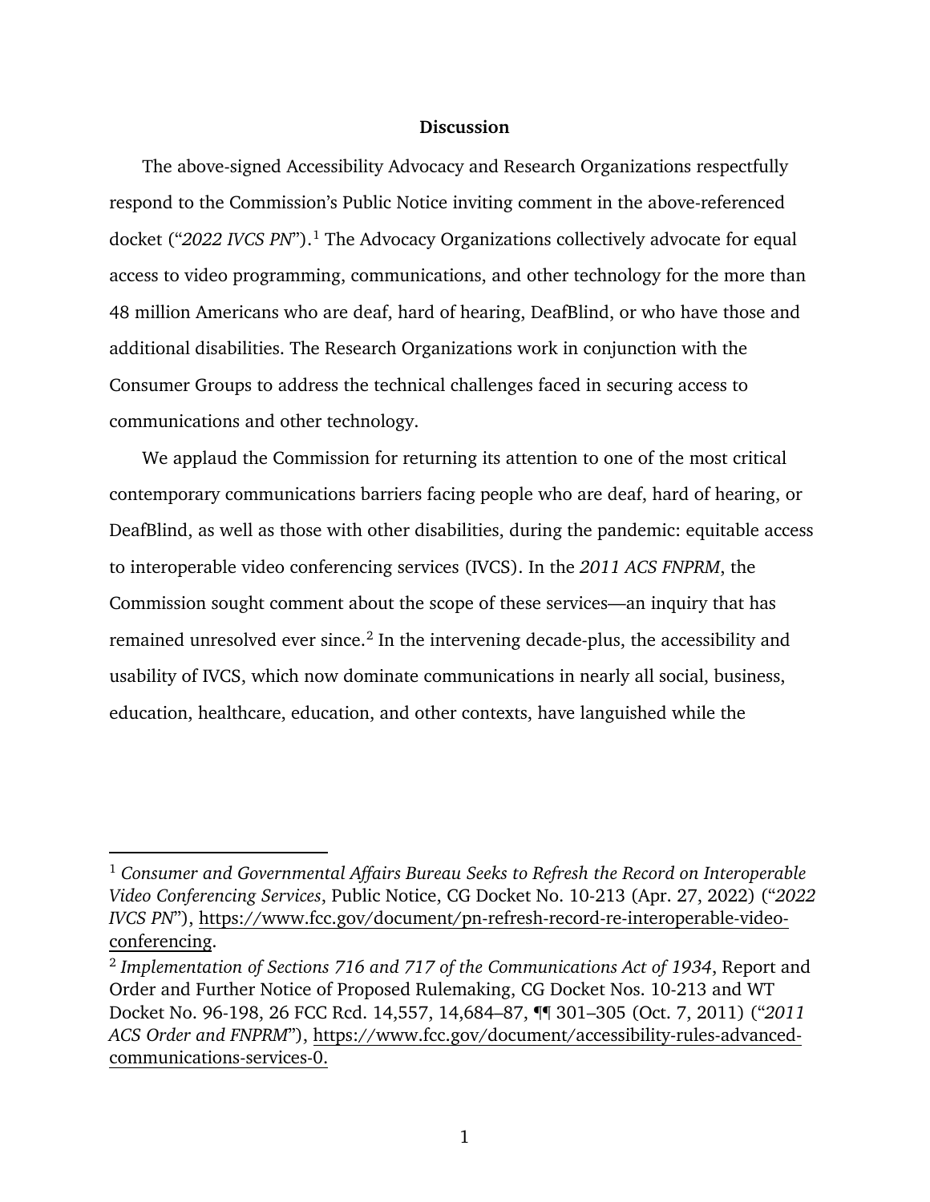## Discussion

The above-signed Accessibility Advocacy and Research Organizations respectfully respond to the Commission's Public Notice inviting comment in the above-referenced docket ("*2022 IVCS PN*").[1] The Advocacy Organizations collectively advocate for equal access to video programming, communications, and other technology for the more than 48 million Americans who are deaf, hard of hearing, DeafBlind, or who have those and additional disabilities. The Research Organizations work in conjunction with the Consumer Groups to address the technical challenges faced in securing access to communications and other technology.

We applaud the Commission for returning its attention to one of the most critical contemporary communications barriers facing people who are deaf, hard of hearing, or DeafBlind, as well as those with other disabilities, during the pandemic: equitable access to interoperable video conferencing services (IVCS). In the *2011 ACS FNPRM*, the Commission sought comment about the scope of these services—an inquiry that has remained unresolved ever since.[2] In the intervening decade-plus, the accessibility and usability of IVCS, which now dominate communications in nearly all social, business, education, healthcare, education, and other contexts, have languished while the

---

[1] *Consumer and Governmental Affairs Bureau Seeks to Refresh the Record on Interoperable Video Conferencing Services*, Public Notice, CG Docket No. 10-213 (Apr. 27, 2022) ("*2022 IVCS PN*"), https://www.fcc.gov/document/pn-refresh-record-re-interoperable-video-conferencing.

[2] *Implementation of Sections 716 and 717 of the Communications Act of 1934*, Report and Order and Further Notice of Proposed Rulemaking, CG Docket Nos. 10-213 and WT Docket No. 96-198, 26 FCC Rcd. 14,557, 14,684–87, ¶¶ 301–305 (Oct. 7, 2011) ("*2011 ACS Order and FNPRM*"), https://www.fcc.gov/document/accessibility-rules-advanced-communications-services-0.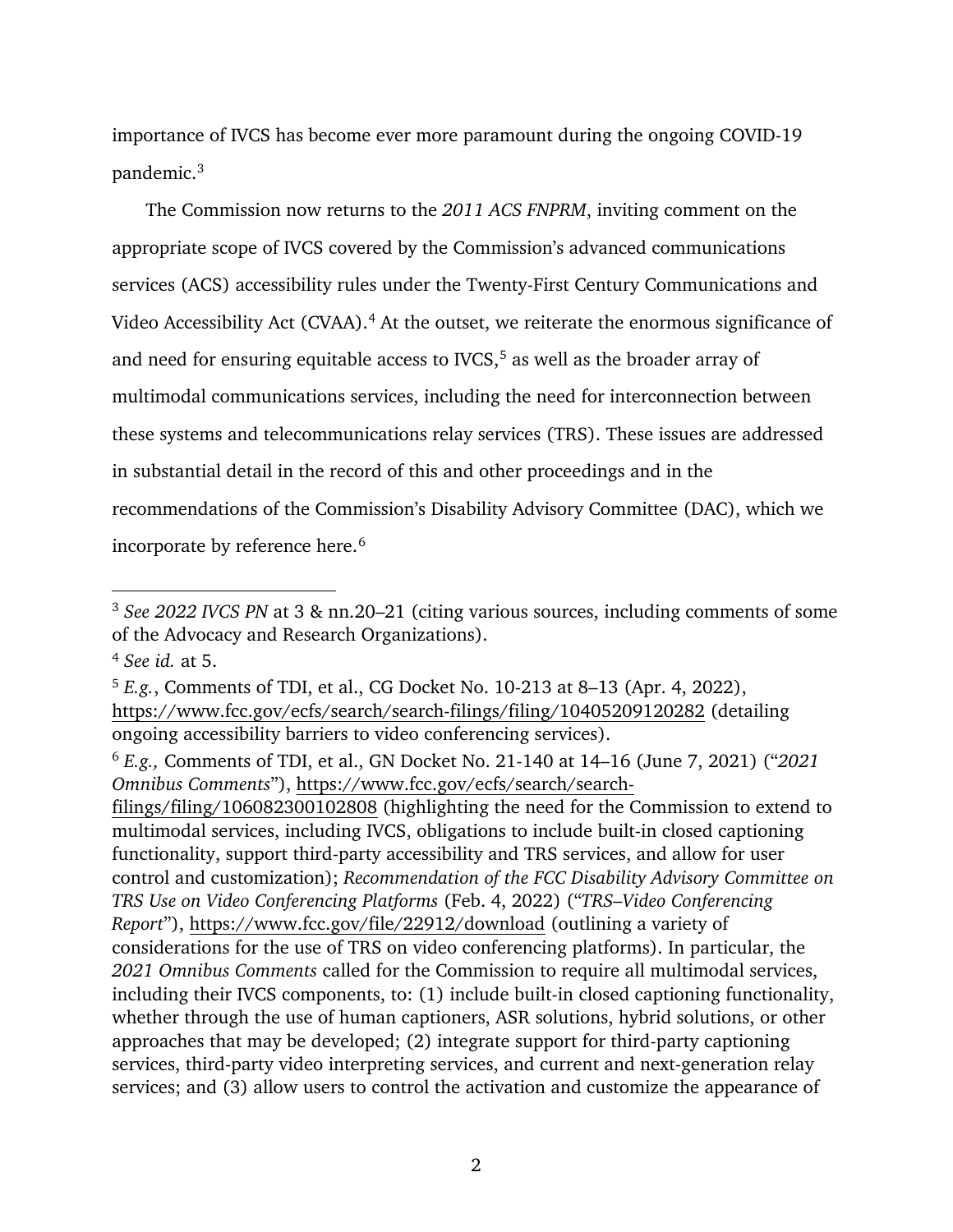importance of IVCS has become ever more paramount during the ongoing COVID-19 pandemic.[3]

The Commission now returns to the *2011 ACS FNPRM*, inviting comment on the appropriate scope of IVCS covered by the Commission's advanced communications services (ACS) accessibility rules under the Twenty-First Century Communications and Video Accessibility Act (CVAA).[4] At the outset, we reiterate the enormous significance of and need for ensuring equitable access to IVCS,[5] as well as the broader array of multimodal communications services, including the need for interconnection between these systems and telecommunications relay services (TRS). These issues are addressed in substantial detail in the record of this and other proceedings and in the recommendations of the Commission's Disability Advisory Committee (DAC), which we incorporate by reference here.[6]

---

[3] *See 2022 IVCS PN* at 3 & nn.20–21 (citing various sources, including comments of some of the Advocacy and Research Organizations).

[4] *See id.* at 5.

[5] *E.g.*, Comments of TDI, et al., CG Docket No. 10-213 at 8–13 (Apr. 4, 2022), https://www.fcc.gov/ecfs/search/search-filings/filing/10405209120282 (detailing ongoing accessibility barriers to video conferencing services).

[6] *E.g.,* Comments of TDI, et al., GN Docket No. 21-140 at 14–16 (June 7, 2021) ("*2021 Omnibus Comments*"), https://www.fcc.gov/ecfs/search/search-filings/filing/106082300102808 (highlighting the need for the Commission to extend to multimodal services, including IVCS, obligations to include built-in closed captioning functionality, support third-party accessibility and TRS services, and allow for user control and customization); *Recommendation of the FCC Disability Advisory Committee on TRS Use on Video Conferencing Platforms* (Feb. 4, 2022) ("*TRS–Video Conferencing Report*"), https://www.fcc.gov/file/22912/download (outlining a variety of considerations for the use of TRS on video conferencing platforms). In particular, the *2021 Omnibus Comments* called for the Commission to require all multimodal services, including their IVCS components, to: (1) include built-in closed captioning functionality, whether through the use of human captioners, ASR solutions, hybrid solutions, or other approaches that may be developed; (2) integrate support for third-party captioning services, third-party video interpreting services, and current and next-generation relay services; and (3) allow users to control the activation and customize the appearance of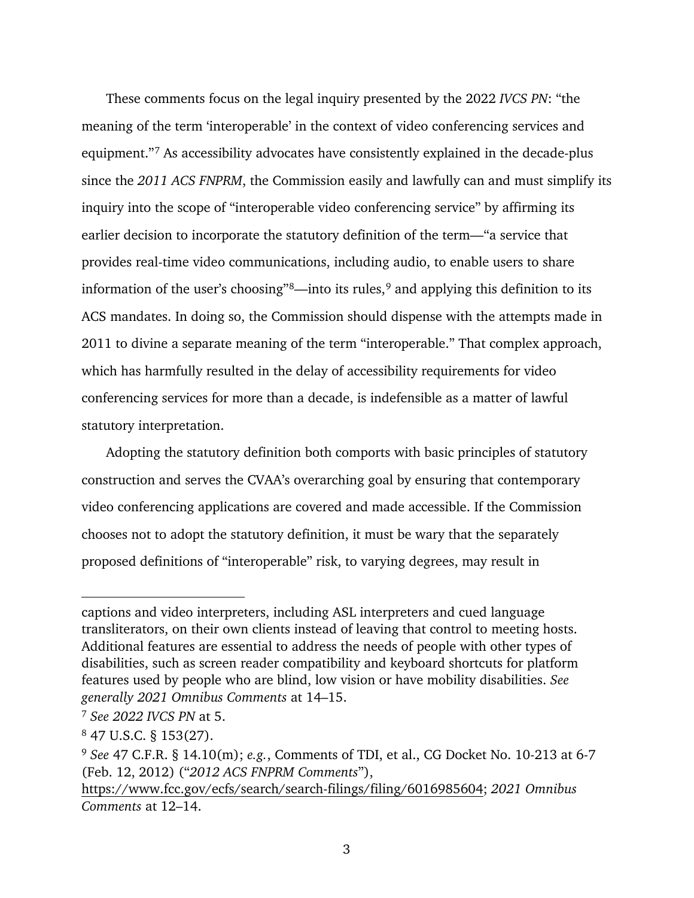These comments focus on the legal inquiry presented by the 2022 *IVCS PN*: "the meaning of the term 'interoperable' in the context of video conferencing services and equipment."[7] As accessibility advocates have consistently explained in the decade-plus since the *2011 ACS FNPRM*, the Commission easily and lawfully can and must simplify its inquiry into the scope of "interoperable video conferencing service" by affirming its earlier decision to incorporate the statutory definition of the term—"a service that provides real-time video communications, including audio, to enable users to share information of the user's choosing"[8]—into its rules,[9] and applying this definition to its ACS mandates. In doing so, the Commission should dispense with the attempts made in 2011 to divine a separate meaning of the term "interoperable." That complex approach, which has harmfully resulted in the delay of accessibility requirements for video conferencing services for more than a decade, is indefensible as a matter of lawful statutory interpretation.

Adopting the statutory definition both comports with basic principles of statutory construction and serves the CVAA's overarching goal by ensuring that contemporary video conferencing applications are covered and made accessible. If the Commission chooses not to adopt the statutory definition, it must be wary that the separately proposed definitions of "interoperable" risk, to varying degrees, may result in

---

captions and video interpreters, including ASL interpreters and cued language transliterators, on their own clients instead of leaving that control to meeting hosts. Additional features are essential to address the needs of people with other types of disabilities, such as screen reader compatibility and keyboard shortcuts for platform features used by people who are blind, low vision or have mobility disabilities. *See generally 2021 Omnibus Comments* at 14–15.

[7] *See 2022 IVCS PN* at 5.

[8] 47 U.S.C. § 153(27).

[9] *See* 47 C.F.R. § 14.10(m); *e.g.*, Comments of TDI, et al., CG Docket No. 10-213 at 6-7 (Feb. 12, 2012) ("*2012 ACS FNPRM Comments*"), https://www.fcc.gov/ecfs/search/search-filings/filing/6016985604; *2021 Omnibus Comments* at 12–14.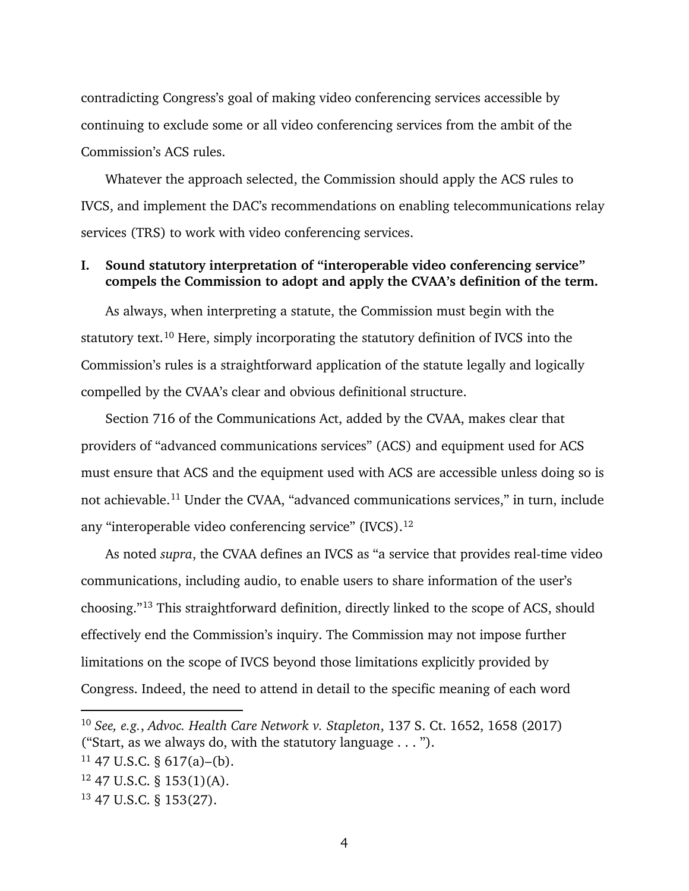contradicting Congress's goal of making video conferencing services accessible by continuing to exclude some or all video conferencing services from the ambit of the Commission's ACS rules.

Whatever the approach selected, the Commission should apply the ACS rules to IVCS, and implement the DAC's recommendations on enabling telecommunications relay services (TRS) to work with video conferencing services.

## I. Sound statutory interpretation of "interoperable video conferencing service" compels the Commission to adopt and apply the CVAA's definition of the term.

As always, when interpreting a statute, the Commission must begin with the statutory text.[10] Here, simply incorporating the statutory definition of IVCS into the Commission's rules is a straightforward application of the statute legally and logically compelled by the CVAA's clear and obvious definitional structure.

Section 716 of the Communications Act, added by the CVAA, makes clear that providers of "advanced communications services" (ACS) and equipment used for ACS must ensure that ACS and the equipment used with ACS are accessible unless doing so is not achievable.[11] Under the CVAA, "advanced communications services," in turn, include any "interoperable video conferencing service" (IVCS).[12]

As noted *supra*, the CVAA defines an IVCS as "a service that provides real-time video communications, including audio, to enable users to share information of the user's choosing."[13] This straightforward definition, directly linked to the scope of ACS, should effectively end the Commission's inquiry. The Commission may not impose further limitations on the scope of IVCS beyond those limitations explicitly provided by Congress. Indeed, the need to attend in detail to the specific meaning of each word

---

[10] *See, e.g.*, *Advoc. Health Care Network v. Stapleton*, 137 S. Ct. 1652, 1658 (2017) ("Start, as we always do, with the statutory language . . . ").

[11] 47 U.S.C. § 617(a)–(b).

[12] 47 U.S.C. § 153(1)(A).

[13] 47 U.S.C. § 153(27).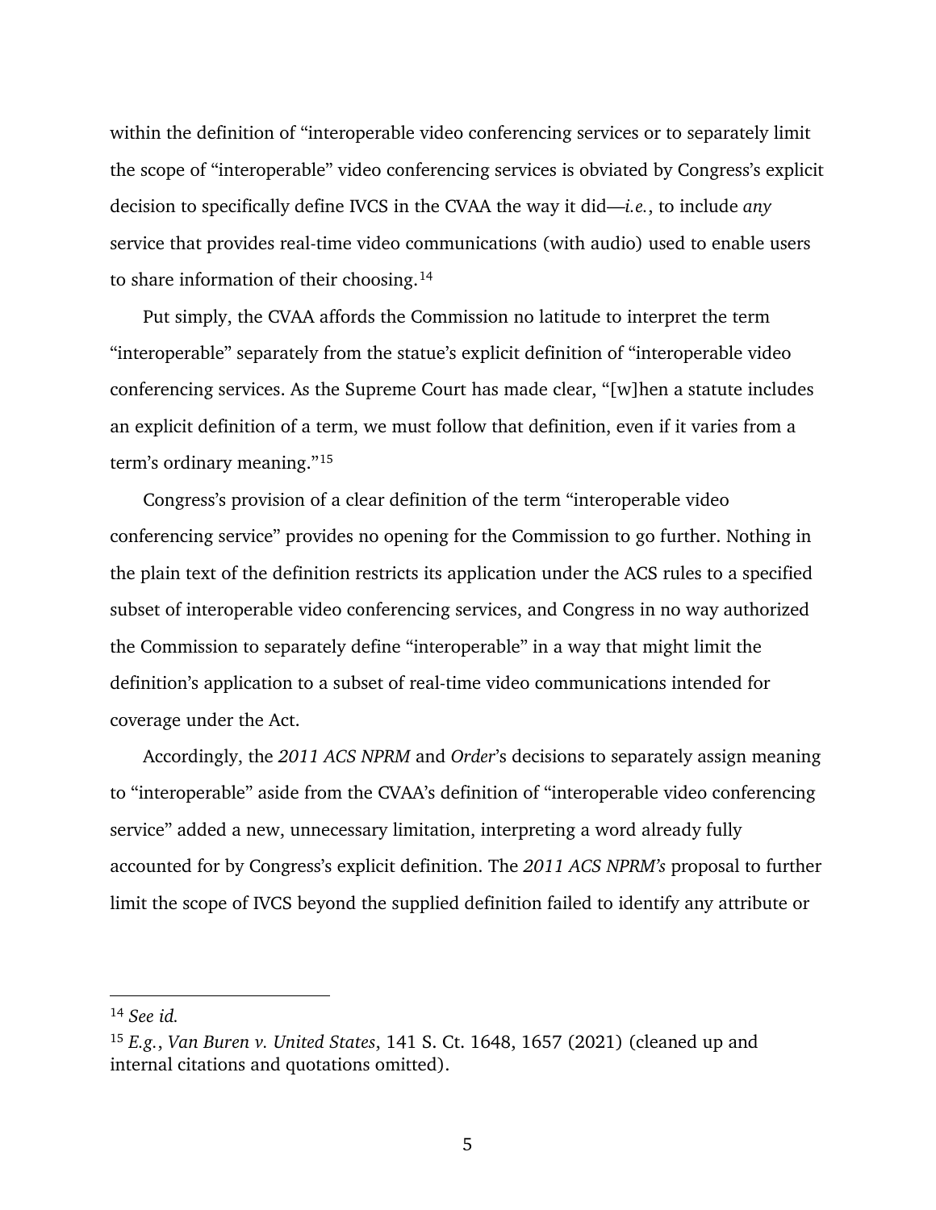within the definition of "interoperable video conferencing services or to separately limit the scope of "interoperable" video conferencing services is obviated by Congress's explicit decision to specifically define IVCS in the CVAA the way it did—*i.e.*, to include *any* service that provides real-time video communications (with audio) used to enable users to share information of their choosing.[14]

Put simply, the CVAA affords the Commission no latitude to interpret the term "interoperable" separately from the statue's explicit definition of "interoperable video conferencing services. As the Supreme Court has made clear, "[w]hen a statute includes an explicit definition of a term, we must follow that definition, even if it varies from a term's ordinary meaning."[15]

Congress's provision of a clear definition of the term "interoperable video conferencing service" provides no opening for the Commission to go further. Nothing in the plain text of the definition restricts its application under the ACS rules to a specified subset of interoperable video conferencing services, and Congress in no way authorized the Commission to separately define "interoperable" in a way that might limit the definition's application to a subset of real-time video communications intended for coverage under the Act.

Accordingly, the *2011 ACS NPRM* and *Order*'s decisions to separately assign meaning to "interoperable" aside from the CVAA's definition of "interoperable video conferencing service" added a new, unnecessary limitation, interpreting a word already fully accounted for by Congress's explicit definition. The *2011 ACS NPRM's* proposal to further limit the scope of IVCS beyond the supplied definition failed to identify any attribute or

---

[14] *See id.*

[15] *E.g.*, *Van Buren v. United States*, 141 S. Ct. 1648, 1657 (2021) (cleaned up and internal citations and quotations omitted).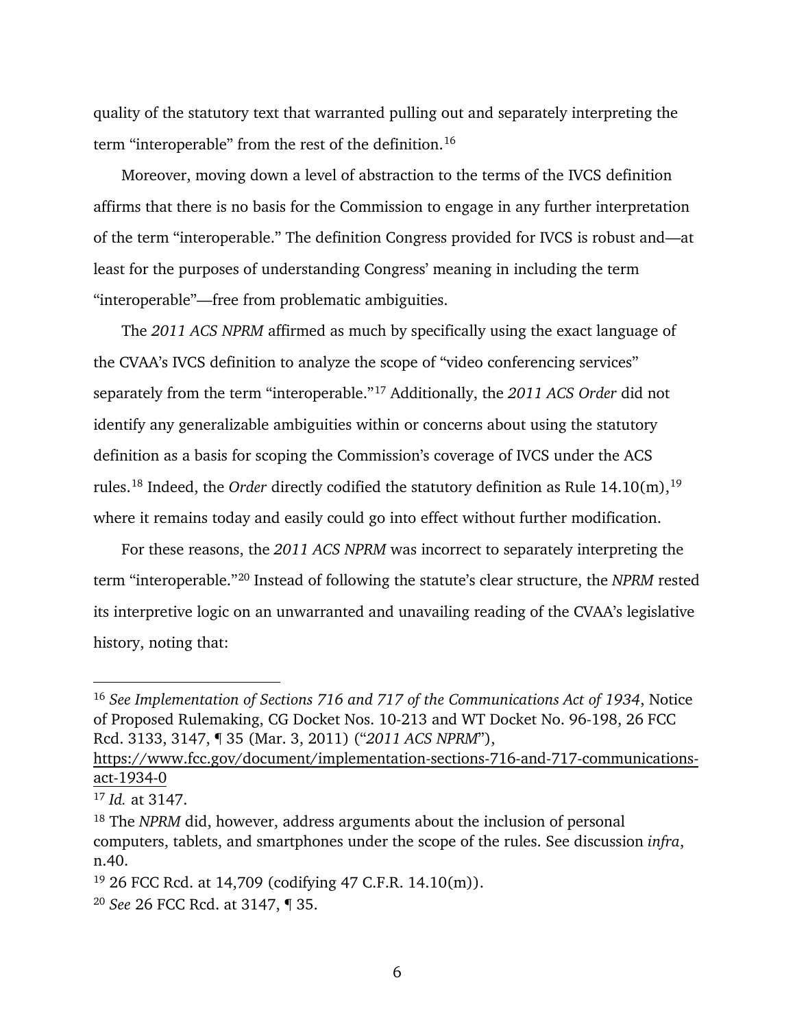quality of the statutory text that warranted pulling out and separately interpreting the term "interoperable" from the rest of the definition.[16]

Moreover, moving down a level of abstraction to the terms of the IVCS definition affirms that there is no basis for the Commission to engage in any further interpretation of the term "interoperable." The definition Congress provided for IVCS is robust and—at least for the purposes of understanding Congress' meaning in including the term "interoperable"—free from problematic ambiguities.

The *2011 ACS NPRM* affirmed as much by specifically using the exact language of the CVAA's IVCS definition to analyze the scope of "video conferencing services" separately from the term "interoperable."[17] Additionally, the *2011 ACS Order* did not identify any generalizable ambiguities within or concerns about using the statutory definition as a basis for scoping the Commission's coverage of IVCS under the ACS rules.[18] Indeed, the *Order* directly codified the statutory definition as Rule 14.10(m),[19] where it remains today and easily could go into effect without further modification.

For these reasons, the *2011 ACS NPRM* was incorrect to separately interpreting the term "interoperable."[20] Instead of following the statute's clear structure, the *NPRM* rested its interpretive logic on an unwarranted and unavailing reading of the CVAA's legislative history, noting that:

---

[16] *See Implementation of Sections 716 and 717 of the Communications Act of 1934*, Notice of Proposed Rulemaking, CG Docket Nos. 10-213 and WT Docket No. 96-198, 26 FCC Rcd. 3133, 3147, ¶ 35 (Mar. 3, 2011) ("*2011 ACS NPRM*"), https://www.fcc.gov/document/implementation-sections-716-and-717-communications-act-1934-0

[17] *Id.* at 3147.

[18] The *NPRM* did, however, address arguments about the inclusion of personal computers, tablets, and smartphones under the scope of the rules. See discussion *infra*, n.40.

[19] 26 FCC Rcd. at 14,709 (codifying 47 C.F.R. 14.10(m)).

[20] *See* 26 FCC Rcd. at 3147, ¶ 35.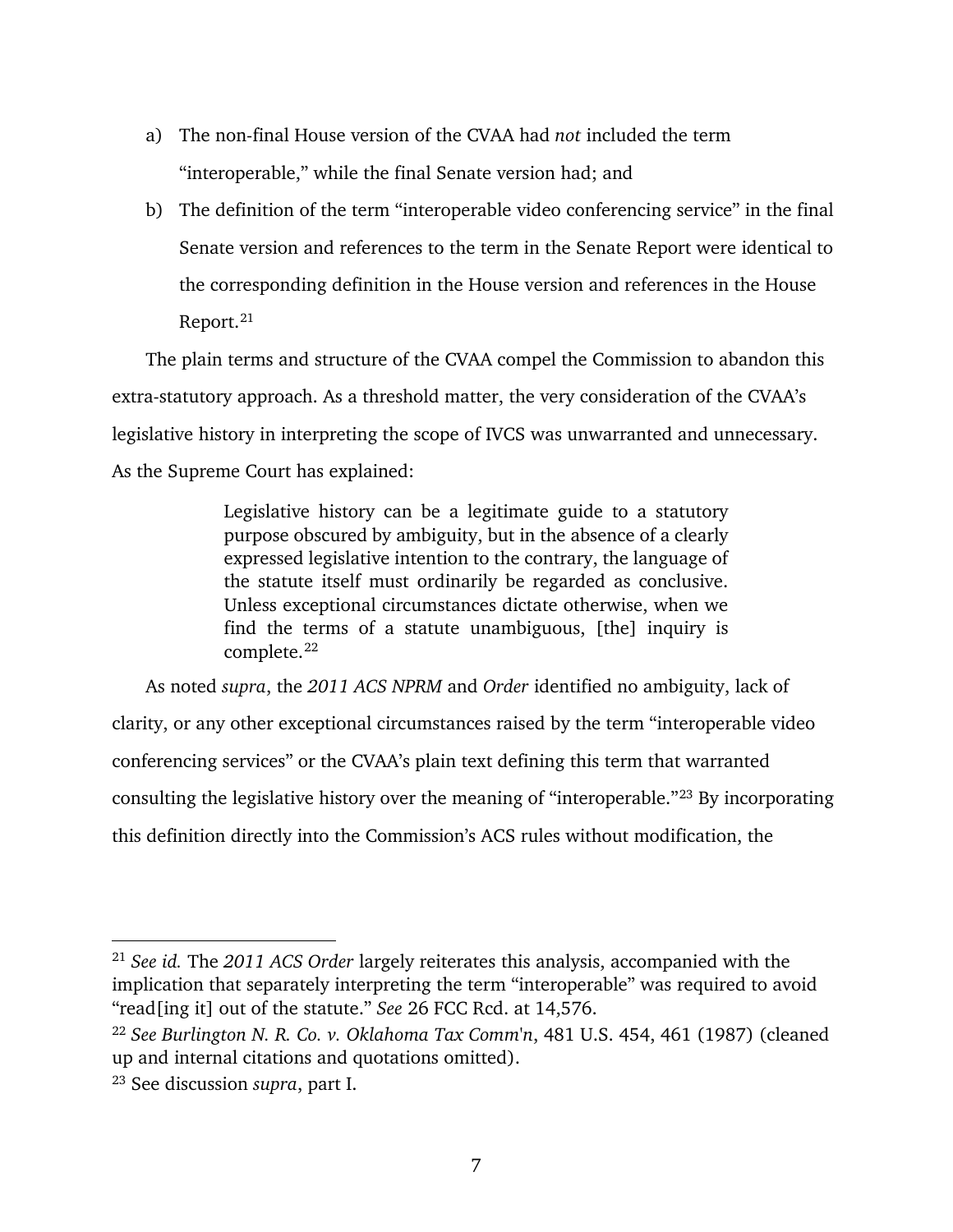a) The non-final House version of the CVAA had *not* included the term "interoperable," while the final Senate version had; and

b) The definition of the term "interoperable video conferencing service" in the final Senate version and references to the term in the Senate Report were identical to the corresponding definition in the House version and references in the House Report.[21]

The plain terms and structure of the CVAA compel the Commission to abandon this extra-statutory approach. As a threshold matter, the very consideration of the CVAA's legislative history in interpreting the scope of IVCS was unwarranted and unnecessary. As the Supreme Court has explained:

> Legislative history can be a legitimate guide to a statutory purpose obscured by ambiguity, but in the absence of a clearly expressed legislative intention to the contrary, the language of the statute itself must ordinarily be regarded as conclusive. Unless exceptional circumstances dictate otherwise, when we find the terms of a statute unambiguous, [the] inquiry is complete.[22]

As noted *supra*, the *2011 ACS NPRM* and *Order* identified no ambiguity, lack of clarity, or any other exceptional circumstances raised by the term "interoperable video conferencing services" or the CVAA's plain text defining this term that warranted consulting the legislative history over the meaning of "interoperable."[23] By incorporating this definition directly into the Commission's ACS rules without modification, the

---

[21] *See id.* The *2011 ACS Order* largely reiterates this analysis, accompanied with the implication that separately interpreting the term "interoperable" was required to avoid "read[ing it] out of the statute." *See* 26 FCC Rcd. at 14,576.

[22] *See Burlington N. R. Co. v. Oklahoma Tax Comm'n*, 481 U.S. 454, 461 (1987) (cleaned up and internal citations and quotations omitted).

[23] See discussion *supra*, part I.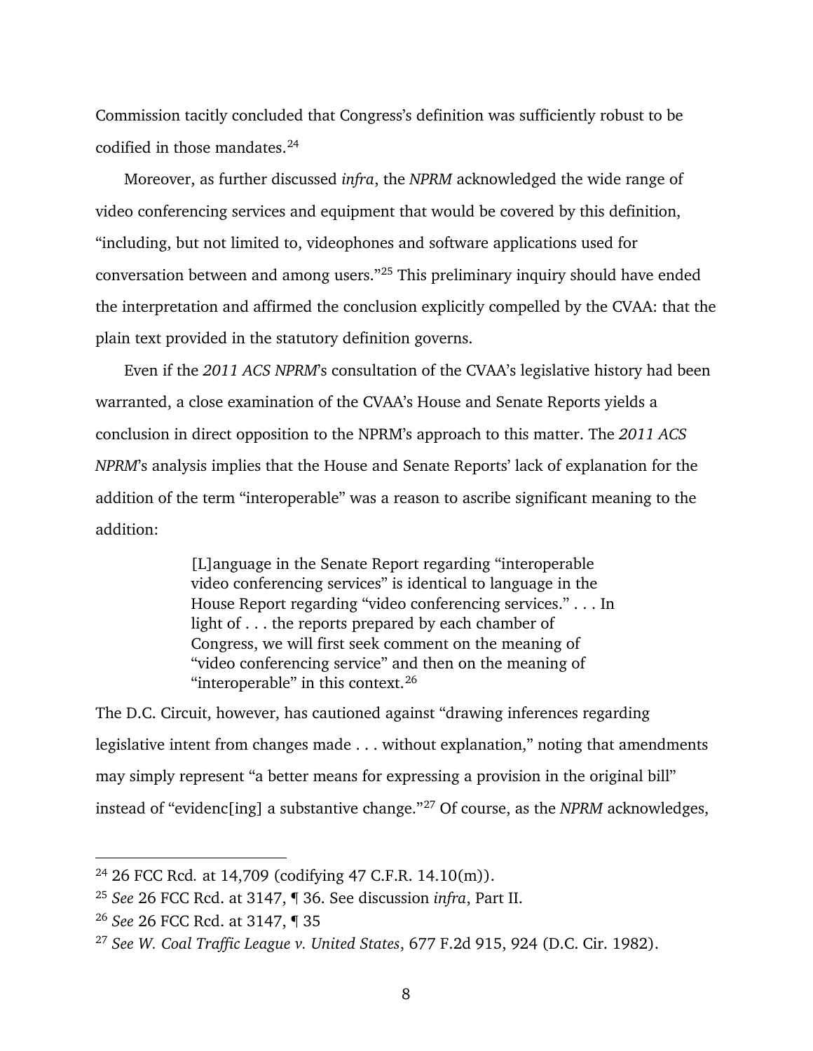Commission tacitly concluded that Congress's definition was sufficiently robust to be codified in those mandates.[24]

Moreover, as further discussed *infra*, the *NPRM* acknowledged the wide range of video conferencing services and equipment that would be covered by this definition, "including, but not limited to, videophones and software applications used for conversation between and among users."[25] This preliminary inquiry should have ended the interpretation and affirmed the conclusion explicitly compelled by the CVAA: that the plain text provided in the statutory definition governs.

Even if the *2011 ACS NPRM*'s consultation of the CVAA's legislative history had been warranted, a close examination of the CVAA's House and Senate Reports yields a conclusion in direct opposition to the NPRM's approach to this matter. The *2011 ACS NPRM*'s analysis implies that the House and Senate Reports' lack of explanation for the addition of the term "interoperable" was a reason to ascribe significant meaning to the addition:

> [L]anguage in the Senate Report regarding "interoperable video conferencing services" is identical to language in the House Report regarding "video conferencing services." . . . In light of . . . the reports prepared by each chamber of Congress, we will first seek comment on the meaning of "video conferencing service" and then on the meaning of "interoperable" in this context.[26]

The D.C. Circuit, however, has cautioned against "drawing inferences regarding legislative intent from changes made . . . without explanation," noting that amendments may simply represent "a better means for expressing a provision in the original bill" instead of "evidenc[ing] a substantive change."[27] Of course, as the *NPRM* acknowledges,

---

[24] 26 FCC Rcd*.* at 14,709 (codifying 47 C.F.R. 14.10(m)).

[25] *See* 26 FCC Rcd. at 3147, ¶ 36. See discussion *infra*, Part II.

[26] *See* 26 FCC Rcd. at 3147, ¶ 35

[27] *See W. Coal Traffic League v. United States*, 677 F.2d 915, 924 (D.C. Cir. 1982).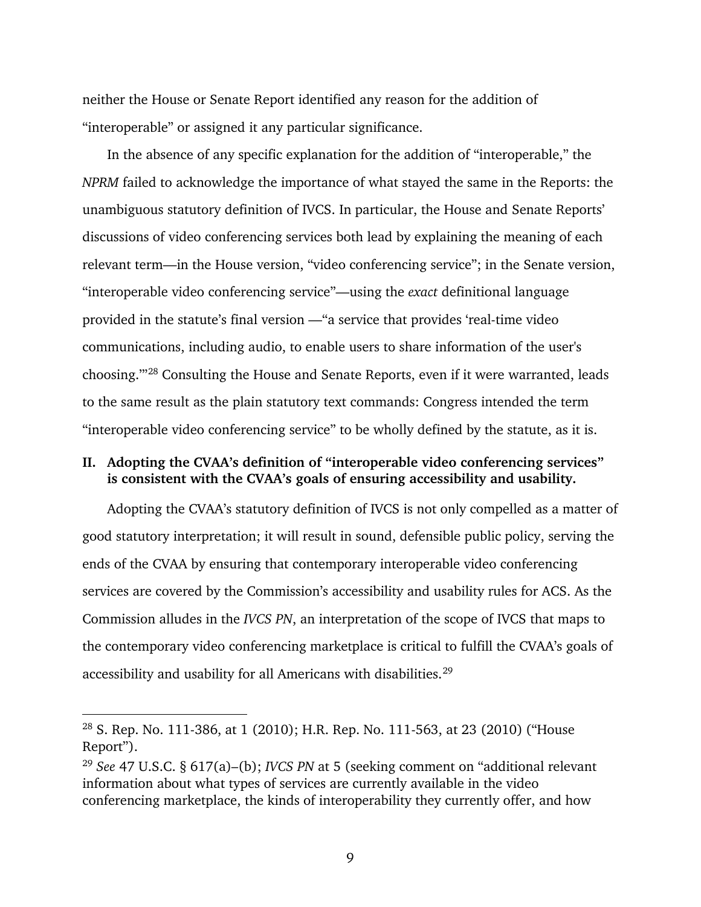neither the House or Senate Report identified any reason for the addition of "interoperable" or assigned it any particular significance.

In the absence of any specific explanation for the addition of "interoperable," the *NPRM* failed to acknowledge the importance of what stayed the same in the Reports: the unambiguous statutory definition of IVCS. In particular, the House and Senate Reports' discussions of video conferencing services both lead by explaining the meaning of each relevant term—in the House version, "video conferencing service"; in the Senate version, "interoperable video conferencing service"—using the *exact* definitional language provided in the statute's final version —"a service that provides 'real-time video communications, including audio, to enable users to share information of the user's choosing.'"[28] Consulting the House and Senate Reports, even if it were warranted, leads to the same result as the plain statutory text commands: Congress intended the term "interoperable video conferencing service" to be wholly defined by the statute, as it is.

## II. Adopting the CVAA's definition of "interoperable video conferencing services" is consistent with the CVAA's goals of ensuring accessibility and usability.

Adopting the CVAA's statutory definition of IVCS is not only compelled as a matter of good statutory interpretation; it will result in sound, defensible public policy, serving the ends of the CVAA by ensuring that contemporary interoperable video conferencing services are covered by the Commission's accessibility and usability rules for ACS. As the Commission alludes in the *IVCS PN*, an interpretation of the scope of IVCS that maps to the contemporary video conferencing marketplace is critical to fulfill the CVAA's goals of accessibility and usability for all Americans with disabilities.[29]

---

[28] S. Rep. No. 111-386, at 1 (2010); H.R. Rep. No. 111-563, at 23 (2010) ("House Report").

[29] *See* 47 U.S.C. § 617(a)–(b); *IVCS PN* at 5 (seeking comment on "additional relevant information about what types of services are currently available in the video conferencing marketplace, the kinds of interoperability they currently offer, and how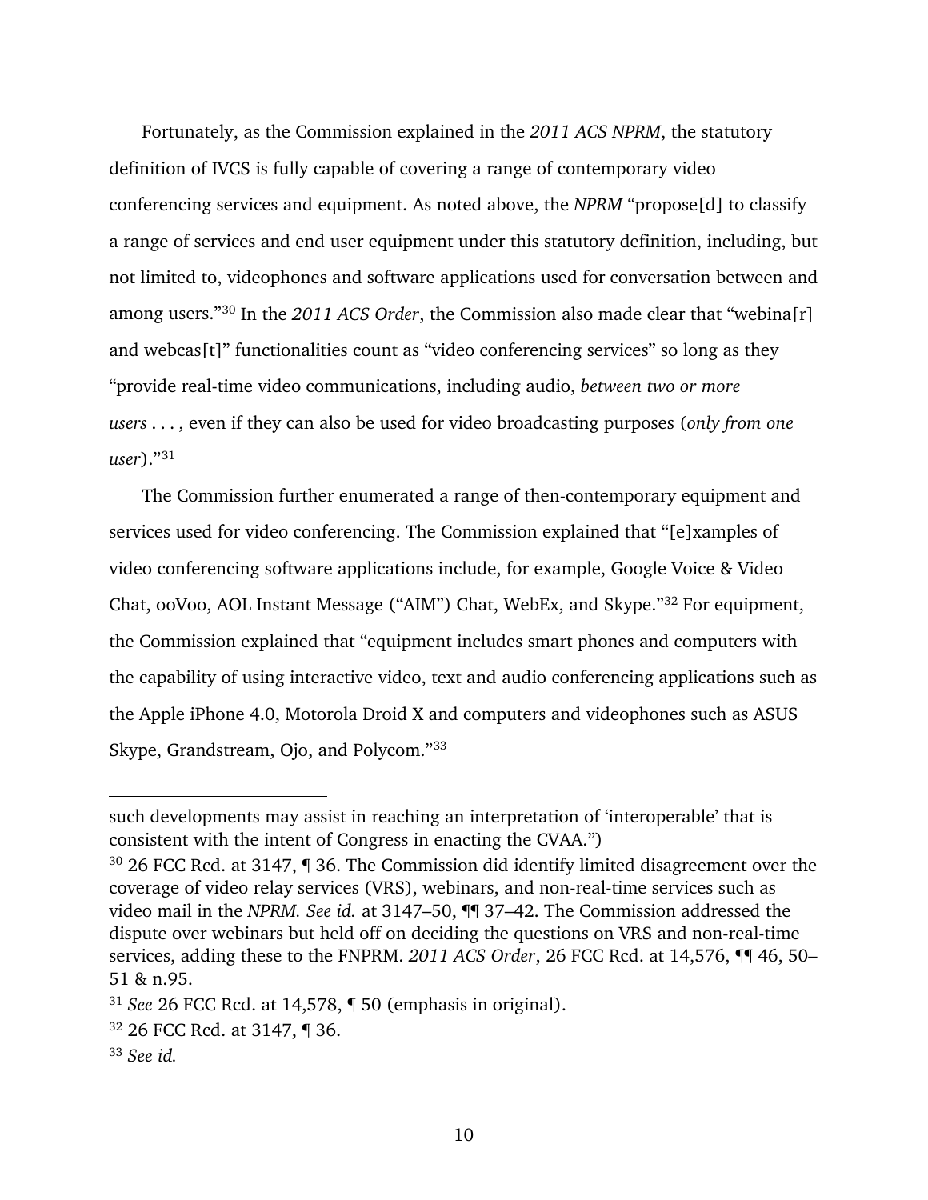Fortunately, as the Commission explained in the *2011 ACS NPRM*, the statutory definition of IVCS is fully capable of covering a range of contemporary video conferencing services and equipment. As noted above, the *NPRM* "propose[d] to classify a range of services and end user equipment under this statutory definition, including, but not limited to, videophones and software applications used for conversation between and among users."[30] In the *2011 ACS Order*, the Commission also made clear that "webina[r] and webcas[t]" functionalities count as "video conferencing services" so long as they "provide real-time video communications, including audio, *between two or more users* . . . , even if they can also be used for video broadcasting purposes (*only from one user*)."[31]

The Commission further enumerated a range of then-contemporary equipment and services used for video conferencing. The Commission explained that "[e]xamples of video conferencing software applications include, for example, Google Voice & Video Chat, ooVoo, AOL Instant Message ("AIM") Chat, WebEx, and Skype."[32] For equipment, the Commission explained that "equipment includes smart phones and computers with the capability of using interactive video, text and audio conferencing applications such as the Apple iPhone 4.0, Motorola Droid X and computers and videophones such as ASUS Skype, Grandstream, Ojo, and Polycom."[33]

---

such developments may assist in reaching an interpretation of 'interoperable' that is consistent with the intent of Congress in enacting the CVAA.")

[30] 26 FCC Rcd. at 3147, ¶ 36. The Commission did identify limited disagreement over the coverage of video relay services (VRS), webinars, and non-real-time services such as video mail in the *NPRM*. *See id.* at 3147–50, ¶¶ 37–42. The Commission addressed the dispute over webinars but held off on deciding the questions on VRS and non-real-time services, adding these to the FNPRM. *2011 ACS Order*, 26 FCC Rcd. at 14,576, ¶¶ 46, 50–51 & n.95.

[31] *See* 26 FCC Rcd. at 14,578, ¶ 50 (emphasis in original).

[32] 26 FCC Rcd. at 3147, ¶ 36.

[33] *See id.*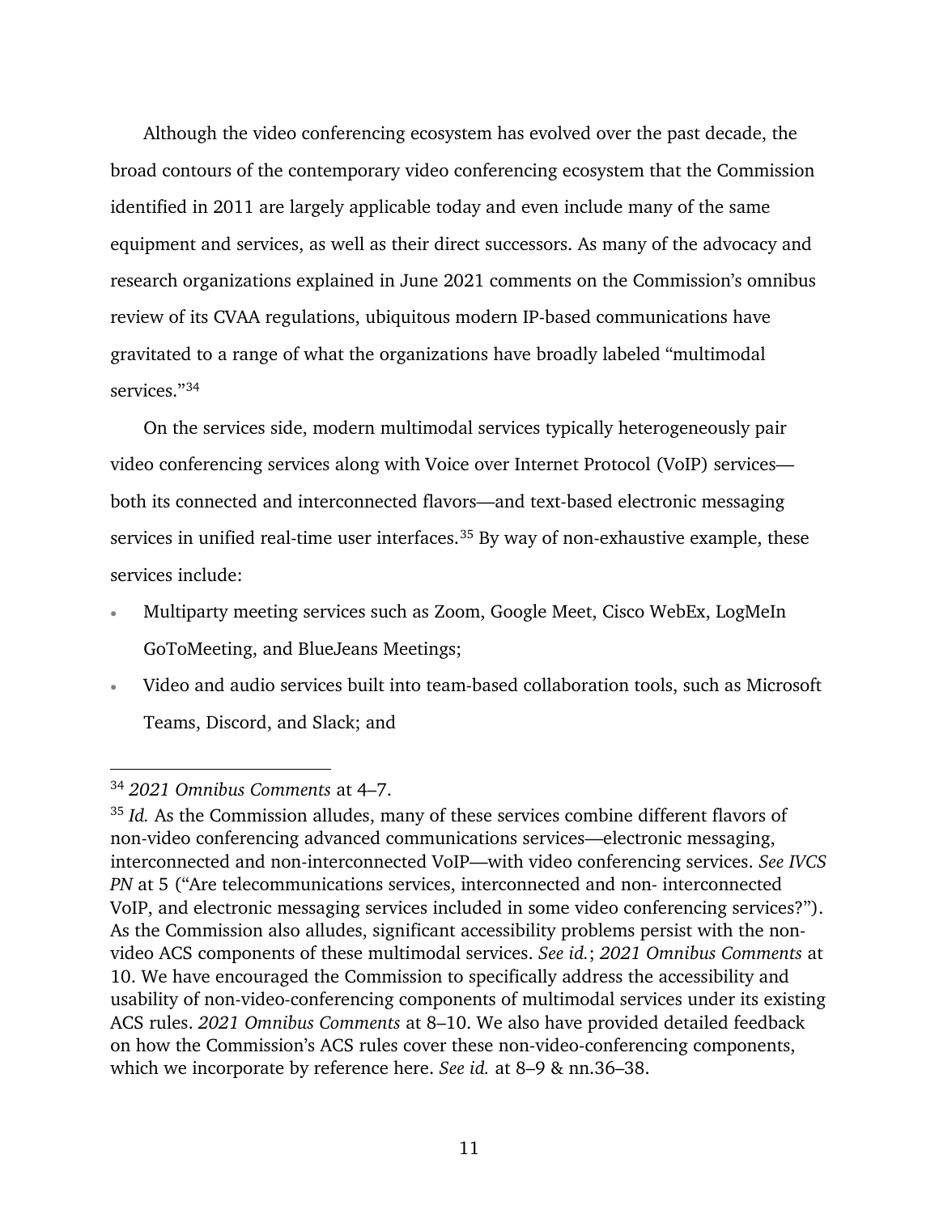Although the video conferencing ecosystem has evolved over the past decade, the broad contours of the contemporary video conferencing ecosystem that the Commission identified in 2011 are largely applicable today and even include many of the same equipment and services, as well as their direct successors. As many of the advocacy and research organizations explained in June 2021 comments on the Commission's omnibus review of its CVAA regulations, ubiquitous modern IP-based communications have gravitated to a range of what the organizations have broadly labeled "multimodal services."[34]

On the services side, modern multimodal services typically heterogeneously pair video conferencing services along with Voice over Internet Protocol (VoIP) services—both its connected and interconnected flavors—and text-based electronic messaging services in unified real-time user interfaces.[35] By way of non-exhaustive example, these services include:

- Multiparty meeting services such as Zoom, Google Meet, Cisco WebEx, LogMeIn GoToMeeting, and BlueJeans Meetings;
- Video and audio services built into team-based collaboration tools, such as Microsoft Teams, Discord, and Slack; and

---

[34] *2021 Omnibus Comments* at 4–7.

[35] *Id.* As the Commission alludes, many of these services combine different flavors of non-video conferencing advanced communications services—electronic messaging, interconnected and non-interconnected VoIP—with video conferencing services. *See IVCS PN* at 5 ("Are telecommunications services, interconnected and non- interconnected VoIP, and electronic messaging services included in some video conferencing services?"). As the Commission also alludes, significant accessibility problems persist with the non-video ACS components of these multimodal services. *See id.*; *2021 Omnibus Comments* at 10. We have encouraged the Commission to specifically address the accessibility and usability of non-video-conferencing components of multimodal services under its existing ACS rules. *2021 Omnibus Comments* at 8–10. We also have provided detailed feedback on how the Commission's ACS rules cover these non-video-conferencing components, which we incorporate by reference here. *See id.* at 8–9 & nn.36–38.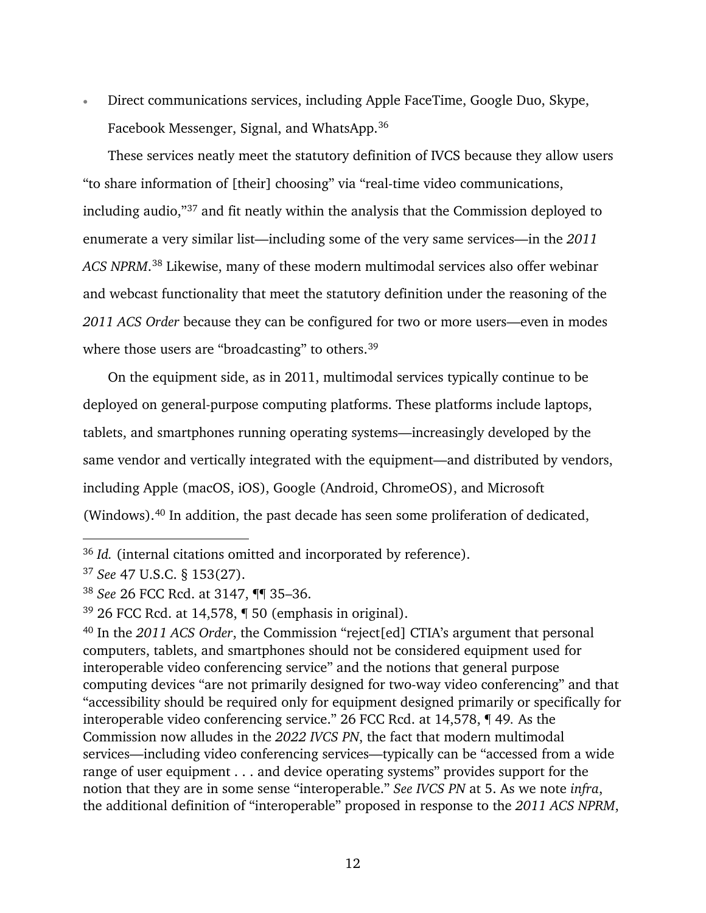- Direct communications services, including Apple FaceTime, Google Duo, Skype, Facebook Messenger, Signal, and WhatsApp.[36]

These services neatly meet the statutory definition of IVCS because they allow users "to share information of [their] choosing" via "real-time video communications, including audio,"[37] and fit neatly within the analysis that the Commission deployed to enumerate a very similar list—including some of the very same services—in the *2011 ACS NPRM*.[38] Likewise, many of these modern multimodal services also offer webinar and webcast functionality that meet the statutory definition under the reasoning of the *2011 ACS Order* because they can be configured for two or more users—even in modes where those users are "broadcasting" to others.[39]

On the equipment side, as in 2011, multimodal services typically continue to be deployed on general-purpose computing platforms. These platforms include laptops, tablets, and smartphones running operating systems—increasingly developed by the same vendor and vertically integrated with the equipment—and distributed by vendors, including Apple (macOS, iOS), Google (Android, ChromeOS), and Microsoft (Windows).[40] In addition, the past decade has seen some proliferation of dedicated,

---

[36] *Id.* (internal citations omitted and incorporated by reference).

[37] *See* 47 U.S.C. § 153(27).

[38] *See* 26 FCC Rcd. at 3147, ¶¶ 35–36.

[39] 26 FCC Rcd. at 14,578, ¶ 50 (emphasis in original).

[40] In the *2011 ACS Order*, the Commission "reject[ed] CTIA's argument that personal computers, tablets, and smartphones should not be considered equipment used for interoperable video conferencing service" and the notions that general purpose computing devices "are not primarily designed for two-way video conferencing" and that "accessibility should be required only for equipment designed primarily or specifically for interoperable video conferencing service." 26 FCC Rcd. at 14,578, ¶ 49. As the Commission now alludes in the *2022 IVCS PN*, the fact that modern multimodal services—including video conferencing services—typically can be "accessed from a wide range of user equipment . . . and device operating systems" provides support for the notion that they are in some sense "interoperable." *See IVCS PN* at 5. As we note *infra*, the additional definition of "interoperable" proposed in response to the *2011 ACS NPRM*,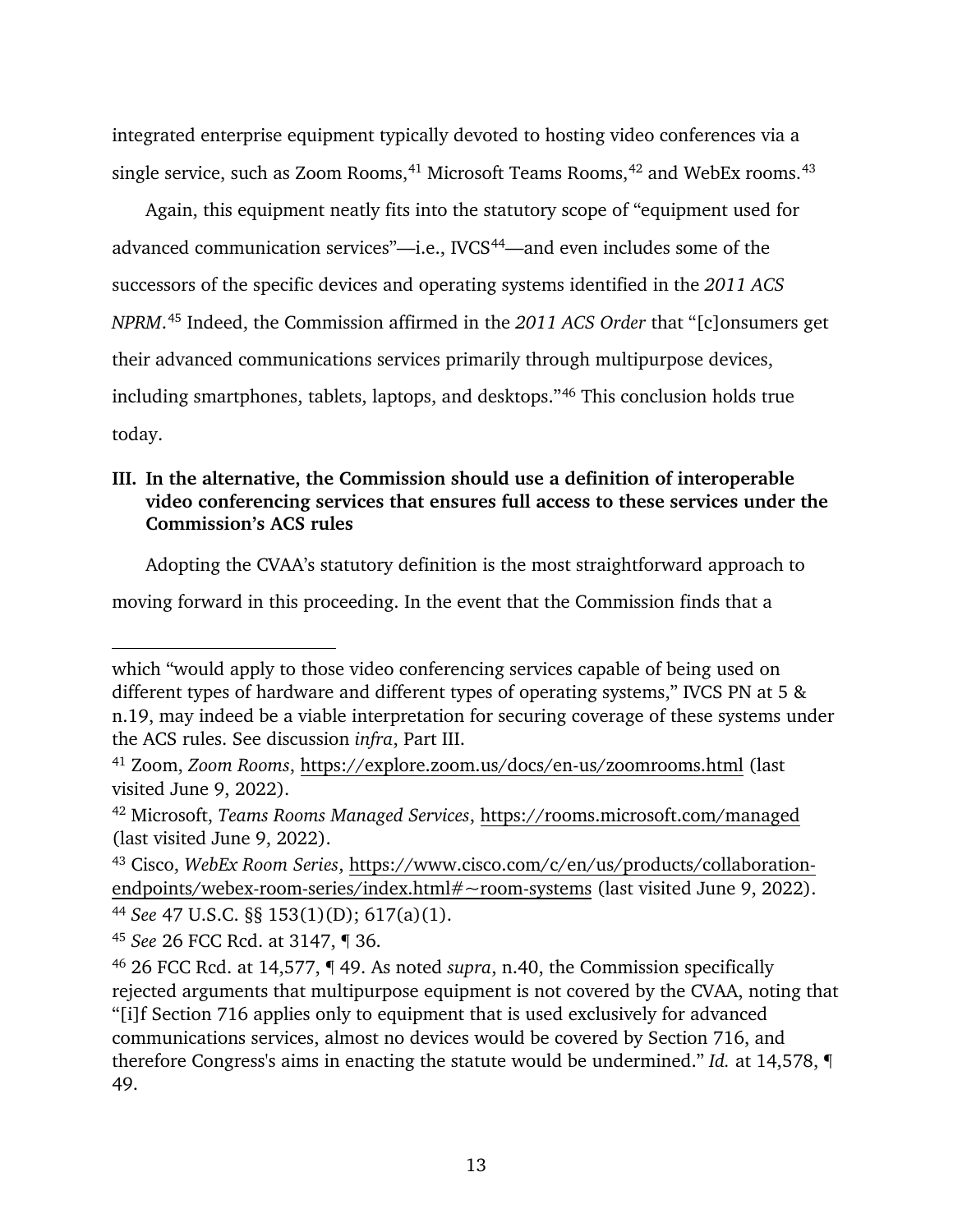integrated enterprise equipment typically devoted to hosting video conferences via a single service, such as Zoom Rooms,[41] Microsoft Teams Rooms,[42] and WebEx rooms.[43]

Again, this equipment neatly fits into the statutory scope of "equipment used for advanced communication services"—i.e., IVCS[44]—and even includes some of the successors of the specific devices and operating systems identified in the *2011 ACS NPRM*.[45] Indeed, the Commission affirmed in the *2011 ACS Order* that "[c]onsumers get their advanced communications services primarily through multipurpose devices, including smartphones, tablets, laptops, and desktops."[46] This conclusion holds true today.

### III. In the alternative, the Commission should use a definition of interoperable video conferencing services that ensures full access to these services under the Commission's ACS rules

Adopting the CVAA's statutory definition is the most straightforward approach to moving forward in this proceeding. In the event that the Commission finds that a

---

which "would apply to those video conferencing services capable of being used on different types of hardware and different types of operating systems," IVCS PN at 5 & n.19, may indeed be a viable interpretation for securing coverage of these systems under the ACS rules. See discussion *infra*, Part III.

[41] Zoom, *Zoom Rooms*, https://explore.zoom.us/docs/en-us/zoomrooms.html (last visited June 9, 2022).

[42] Microsoft, *Teams Rooms Managed Services*, https://rooms.microsoft.com/managed (last visited June 9, 2022).

[43] Cisco, *WebEx Room Series*, https://www.cisco.com/c/en/us/products/collaboration-endpoints/webex-room-series/index.html#~room-systems (last visited June 9, 2022).

[44] *See* 47 U.S.C. §§ 153(1)(D); 617(a)(1).

[45] *See* 26 FCC Rcd. at 3147, ¶ 36.

[46] 26 FCC Rcd. at 14,577, ¶ 49. As noted *supra*, n.40, the Commission specifically rejected arguments that multipurpose equipment is not covered by the CVAA, noting that "[i]f Section 716 applies only to equipment that is used exclusively for advanced communications services, almost no devices would be covered by Section 716, and therefore Congress's aims in enacting the statute would be undermined." *Id.* at 14,578, ¶ 49.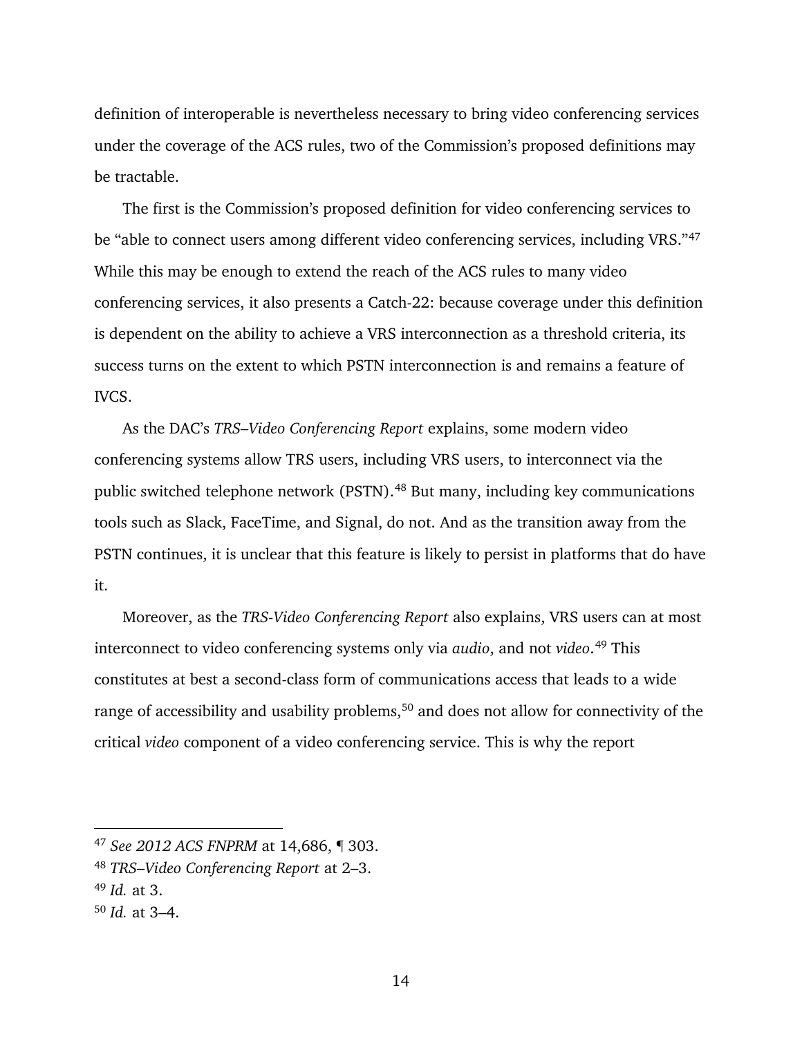definition of interoperable is nevertheless necessary to bring video conferencing services under the coverage of the ACS rules, two of the Commission's proposed definitions may be tractable.

The first is the Commission's proposed definition for video conferencing services to be "able to connect users among different video conferencing services, including VRS."[47] While this may be enough to extend the reach of the ACS rules to many video conferencing services, it also presents a Catch-22: because coverage under this definition is dependent on the ability to achieve a VRS interconnection as a threshold criteria, its success turns on the extent to which PSTN interconnection is and remains a feature of IVCS.

As the DAC's *TRS–Video Conferencing Report* explains, some modern video conferencing systems allow TRS users, including VRS users, to interconnect via the public switched telephone network (PSTN).[48] But many, including key communications tools such as Slack, FaceTime, and Signal, do not. And as the transition away from the PSTN continues, it is unclear that this feature is likely to persist in platforms that do have it.

Moreover, as the *TRS-Video Conferencing Report* also explains, VRS users can at most interconnect to video conferencing systems only via *audio*, and not *video*.[49] This constitutes at best a second-class form of communications access that leads to a wide range of accessibility and usability problems,[50] and does not allow for connectivity of the critical *video* component of a video conferencing service. This is why the report

---

[47] *See 2012 ACS FNPRM* at 14,686, ¶ 303.

[48] *TRS–Video Conferencing Report* at 2–3.

[49] *Id.* at 3.

[50] *Id.* at 3–4.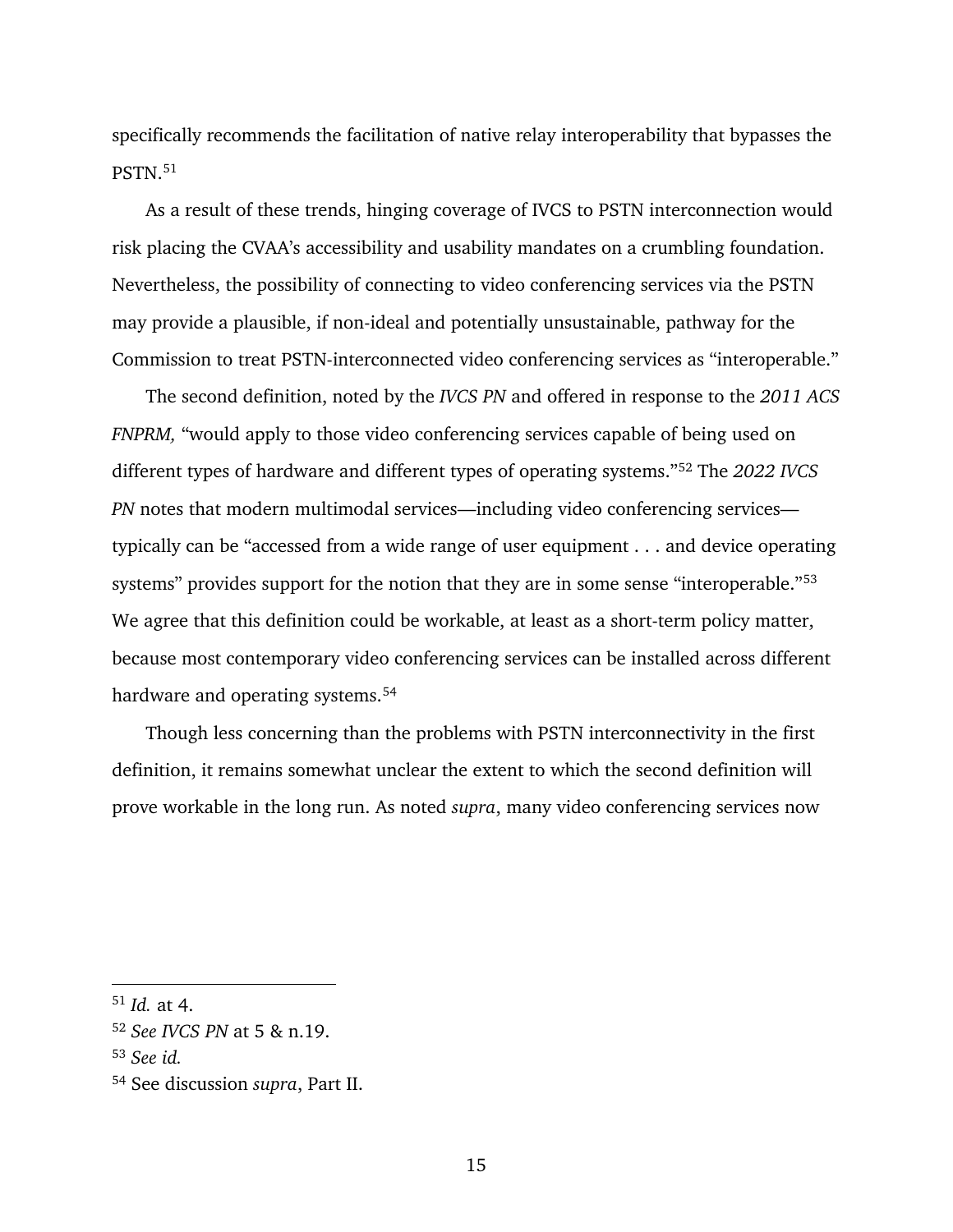specifically recommends the facilitation of native relay interoperability that bypasses the PSTN.[51]

As a result of these trends, hinging coverage of IVCS to PSTN interconnection would risk placing the CVAA's accessibility and usability mandates on a crumbling foundation. Nevertheless, the possibility of connecting to video conferencing services via the PSTN may provide a plausible, if non-ideal and potentially unsustainable, pathway for the Commission to treat PSTN-interconnected video conferencing services as "interoperable."

The second definition, noted by the *IVCS PN* and offered in response to the *2011 ACS FNPRM,* "would apply to those video conferencing services capable of being used on different types of hardware and different types of operating systems."[52] The *2022 IVCS PN* notes that modern multimodal services—including video conferencing services—typically can be "accessed from a wide range of user equipment . . . and device operating systems" provides support for the notion that they are in some sense "interoperable."[53] We agree that this definition could be workable, at least as a short-term policy matter, because most contemporary video conferencing services can be installed across different hardware and operating systems.[54]

Though less concerning than the problems with PSTN interconnectivity in the first definition, it remains somewhat unclear the extent to which the second definition will prove workable in the long run. As noted *supra*, many video conferencing services now

---

[51] *Id.* at 4.

[52] *See IVCS PN* at 5 & n.19.

[53] *See id.*

[54] See discussion *supra*, Part II.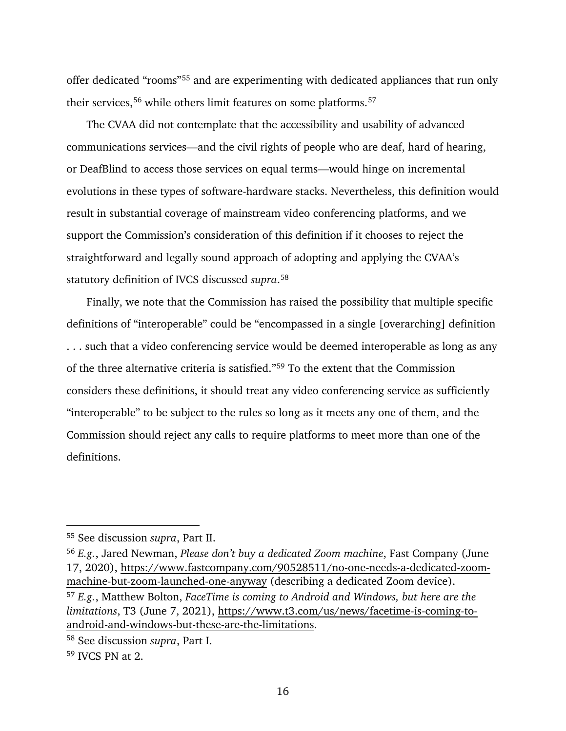offer dedicated "rooms"[55] and are experimenting with dedicated appliances that run only their services,[56] while others limit features on some platforms.[57]

The CVAA did not contemplate that the accessibility and usability of advanced communications services—and the civil rights of people who are deaf, hard of hearing, or DeafBlind to access those services on equal terms—would hinge on incremental evolutions in these types of software-hardware stacks. Nevertheless, this definition would result in substantial coverage of mainstream video conferencing platforms, and we support the Commission's consideration of this definition if it chooses to reject the straightforward and legally sound approach of adopting and applying the CVAA's statutory definition of IVCS discussed *supra*.[58]

Finally, we note that the Commission has raised the possibility that multiple specific definitions of "interoperable" could be "encompassed in a single [overarching] definition . . . such that a video conferencing service would be deemed interoperable as long as any of the three alternative criteria is satisfied."[59] To the extent that the Commission considers these definitions, it should treat any video conferencing service as sufficiently "interoperable" to be subject to the rules so long as it meets any one of them, and the Commission should reject any calls to require platforms to meet more than one of the definitions.

---

[55] See discussion *supra*, Part II.

[56] *E.g.*, Jared Newman, *Please don't buy a dedicated Zoom machine*, Fast Company (June 17, 2020), https://www.fastcompany.com/90528511/no-one-needs-a-dedicated-zoom-machine-but-zoom-launched-one-anyway (describing a dedicated Zoom device).

[57] *E.g.*, Matthew Bolton, *FaceTime is coming to Android and Windows, but here are the limitations*, T3 (June 7, 2021), https://www.t3.com/us/news/facetime-is-coming-to-android-and-windows-but-these-are-the-limitations.

[58] See discussion *supra*, Part I.

[59] IVCS PN at 2.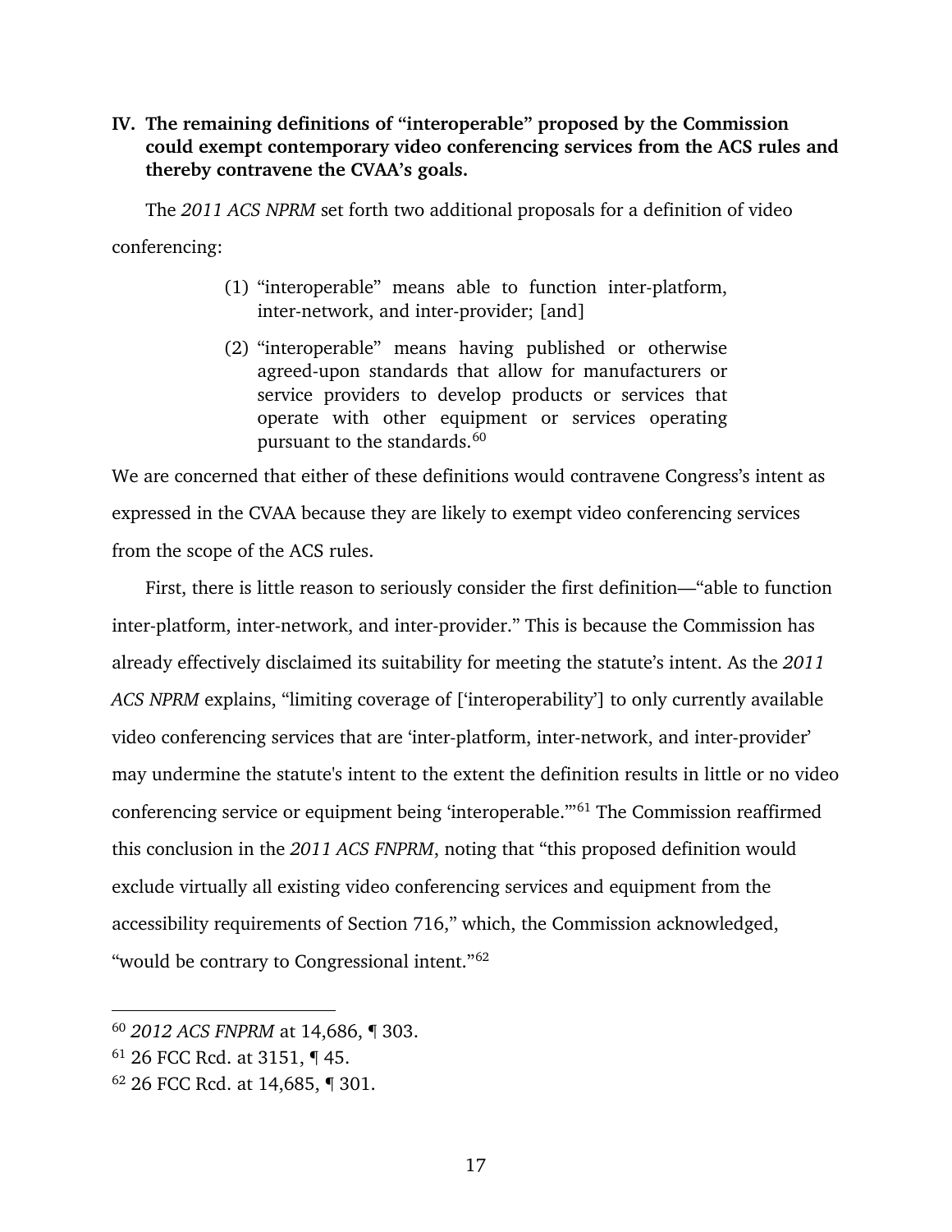## IV. The remaining definitions of "interoperable" proposed by the Commission could exempt contemporary video conferencing services from the ACS rules and thereby contravene the CVAA's goals.

The *2011 ACS NPRM* set forth two additional proposals for a definition of video conferencing:

> (1) "interoperable" means able to function inter-platform, inter-network, and inter-provider; [and]
>
> (2) "interoperable" means having published or otherwise agreed-upon standards that allow for manufacturers or service providers to develop products or services that operate with other equipment or services operating pursuant to the standards.[60]

We are concerned that either of these definitions would contravene Congress's intent as expressed in the CVAA because they are likely to exempt video conferencing services from the scope of the ACS rules.

First, there is little reason to seriously consider the first definition—"able to function inter-platform, inter-network, and inter-provider." This is because the Commission has already effectively disclaimed its suitability for meeting the statute's intent. As the *2011 ACS NPRM* explains, "limiting coverage of ['interoperability'] to only currently available video conferencing services that are 'inter-platform, inter-network, and inter-provider' may undermine the statute's intent to the extent the definition results in little or no video conferencing service or equipment being 'interoperable.'"[61] The Commission reaffirmed this conclusion in the *2011 ACS FNPRM*, noting that "this proposed definition would exclude virtually all existing video conferencing services and equipment from the accessibility requirements of Section 716," which, the Commission acknowledged, "would be contrary to Congressional intent."[62]

---

[60] *2012 ACS FNPRM* at 14,686, ¶ 303.

[61] 26 FCC Rcd. at 3151, ¶ 45.

[62] 26 FCC Rcd. at 14,685, ¶ 301.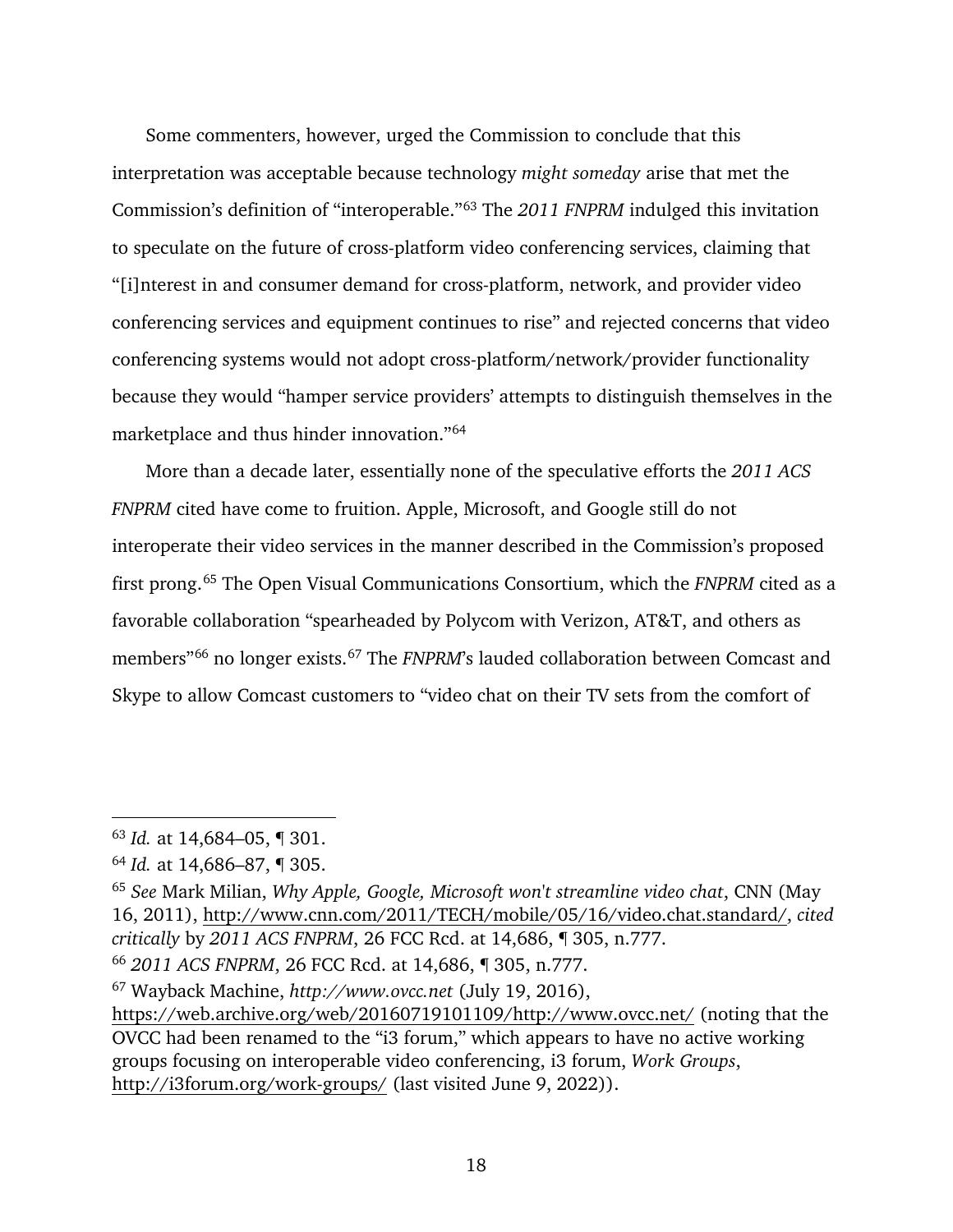Some commenters, however, urged the Commission to conclude that this interpretation was acceptable because technology *might someday* arise that met the Commission's definition of "interoperable."[63] The *2011 FNPRM* indulged this invitation to speculate on the future of cross-platform video conferencing services, claiming that "[i]nterest in and consumer demand for cross-platform, network, and provider video conferencing services and equipment continues to rise" and rejected concerns that video conferencing systems would not adopt cross-platform/network/provider functionality because they would "hamper service providers' attempts to distinguish themselves in the marketplace and thus hinder innovation."[64]

More than a decade later, essentially none of the speculative efforts the *2011 ACS FNPRM* cited have come to fruition. Apple, Microsoft, and Google still do not interoperate their video services in the manner described in the Commission's proposed first prong.[65] The Open Visual Communications Consortium, which the *FNPRM* cited as a favorable collaboration "spearheaded by Polycom with Verizon, AT&T, and others as members"[66] no longer exists.[67] The *FNPRM*'s lauded collaboration between Comcast and Skype to allow Comcast customers to "video chat on their TV sets from the comfort of

---

[63] *Id.* at 14,684–05, ¶ 301.

[64] *Id.* at 14,686–87, ¶ 305.

[65] *See* Mark Milian, *Why Apple, Google, Microsoft won't streamline video chat*, CNN (May 16, 2011), http://www.cnn.com/2011/TECH/mobile/05/16/video.chat.standard/, *cited critically* by *2011 ACS FNPRM*, 26 FCC Rcd. at 14,686, ¶ 305, n.777.

[66] *2011 ACS FNPRM*, 26 FCC Rcd. at 14,686, ¶ 305, n.777.

[67] Wayback Machine, *http://www.ovcc.net* (July 19, 2016), https://web.archive.org/web/20160719101109/http://www.ovcc.net/ (noting that the OVCC had been renamed to the "i3 forum," which appears to have no active working groups focusing on interoperable video conferencing, i3 forum, *Work Groups*, http://i3forum.org/work-groups/ (last visited June 9, 2022)).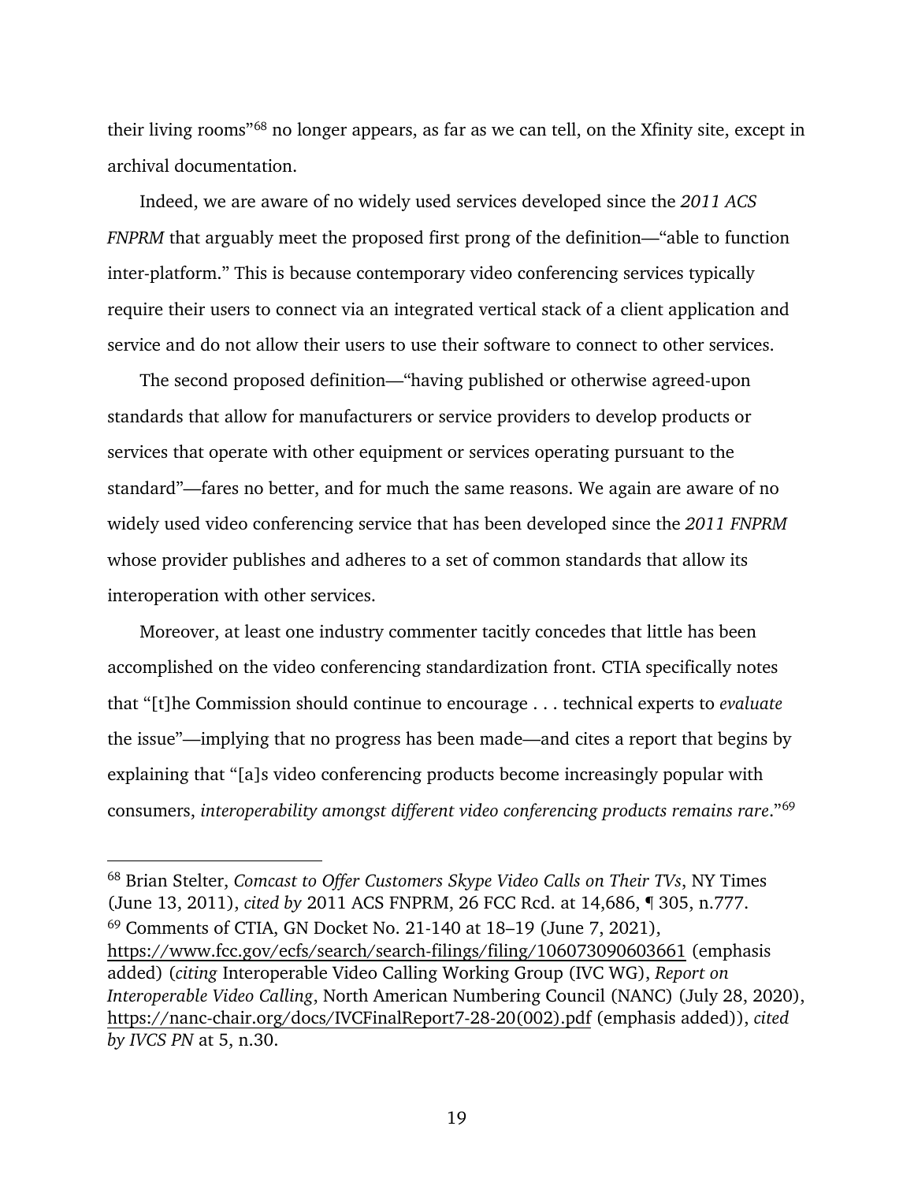their living rooms"[68] no longer appears, as far as we can tell, on the Xfinity site, except in archival documentation.

Indeed, we are aware of no widely used services developed since the *2011 ACS FNPRM* that arguably meet the proposed first prong of the definition—"able to function inter-platform." This is because contemporary video conferencing services typically require their users to connect via an integrated vertical stack of a client application and service and do not allow their users to use their software to connect to other services.

The second proposed definition—"having published or otherwise agreed-upon standards that allow for manufacturers or service providers to develop products or services that operate with other equipment or services operating pursuant to the standard"—fares no better, and for much the same reasons. We again are aware of no widely used video conferencing service that has been developed since the *2011 FNPRM* whose provider publishes and adheres to a set of common standards that allow its interoperation with other services.

Moreover, at least one industry commenter tacitly concedes that little has been accomplished on the video conferencing standardization front. CTIA specifically notes that "[t]he Commission should continue to encourage . . . technical experts to *evaluate* the issue"—implying that no progress has been made—and cites a report that begins by explaining that "[a]s video conferencing products become increasingly popular with consumers, *interoperability amongst different video conferencing products remains rare*."[69]

---

[68] Brian Stelter, *Comcast to Offer Customers Skype Video Calls on Their TVs*, NY Times (June 13, 2011), *cited by* 2011 ACS FNPRM, 26 FCC Rcd. at 14,686, ¶ 305, n.777.

[69] Comments of CTIA, GN Docket No. 21-140 at 18–19 (June 7, 2021), https://www.fcc.gov/ecfs/search/search-filings/filing/106073090603661 (emphasis added) (*citing* Interoperable Video Calling Working Group (IVC WG), *Report on Interoperable Video Calling*, North American Numbering Council (NANC) (July 28, 2020), https://nanc-chair.org/docs/IVCFinalReport7-28-20(002).pdf (emphasis added)), *cited by IVCS PN* at 5, n.30.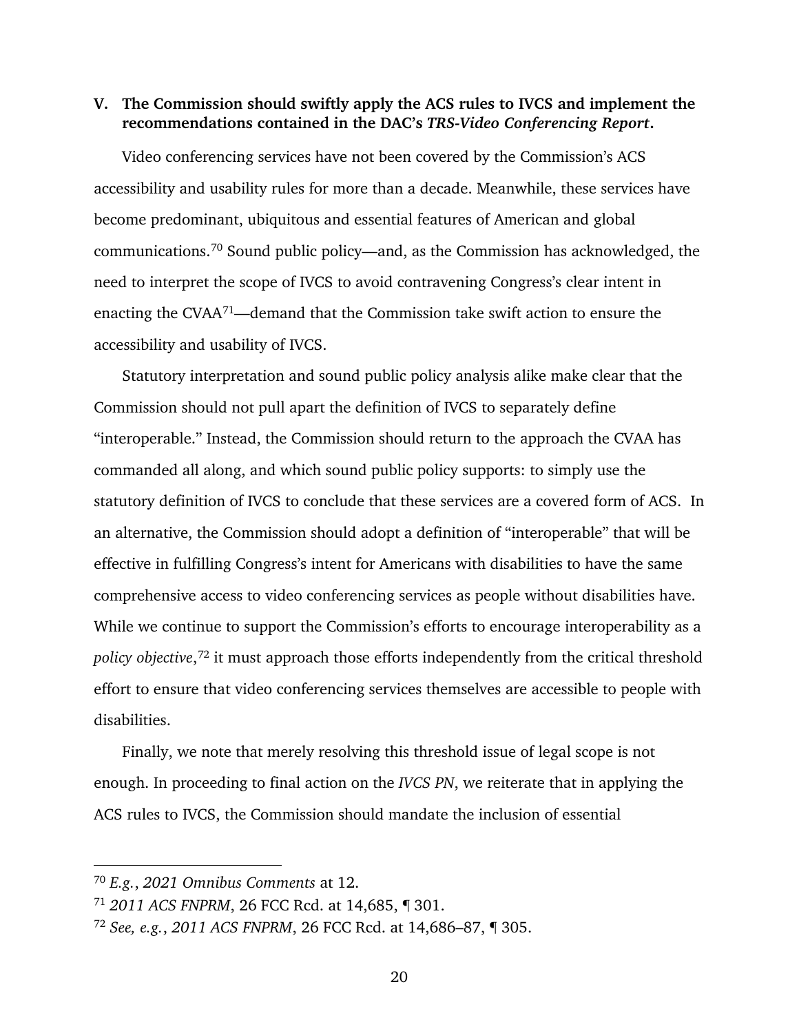## V. The Commission should swiftly apply the ACS rules to IVCS and implement the recommendations contained in the DAC's *TRS-Video Conferencing Report*.

Video conferencing services have not been covered by the Commission's ACS accessibility and usability rules for more than a decade. Meanwhile, these services have become predominant, ubiquitous and essential features of American and global communications.[70] Sound public policy—and, as the Commission has acknowledged, the need to interpret the scope of IVCS to avoid contravening Congress's clear intent in enacting the CVAA[71]—demand that the Commission take swift action to ensure the accessibility and usability of IVCS.

Statutory interpretation and sound public policy analysis alike make clear that the Commission should not pull apart the definition of IVCS to separately define "interoperable." Instead, the Commission should return to the approach the CVAA has commanded all along, and which sound public policy supports: to simply use the statutory definition of IVCS to conclude that these services are a covered form of ACS. In an alternative, the Commission should adopt a definition of "interoperable" that will be effective in fulfilling Congress's intent for Americans with disabilities to have the same comprehensive access to video conferencing services as people without disabilities have. While we continue to support the Commission's efforts to encourage interoperability as a *policy objective*,[72] it must approach those efforts independently from the critical threshold effort to ensure that video conferencing services themselves are accessible to people with disabilities.

Finally, we note that merely resolving this threshold issue of legal scope is not enough. In proceeding to final action on the *IVCS PN*, we reiterate that in applying the ACS rules to IVCS, the Commission should mandate the inclusion of essential

---

[70] *E.g.*, *2021 Omnibus Comments* at 12.

[71] *2011 ACS FNPRM*, 26 FCC Rcd. at 14,685, ¶ 301.

[72] *See, e.g.*, *2011 ACS FNPRM*, 26 FCC Rcd. at 14,686–87, ¶ 305.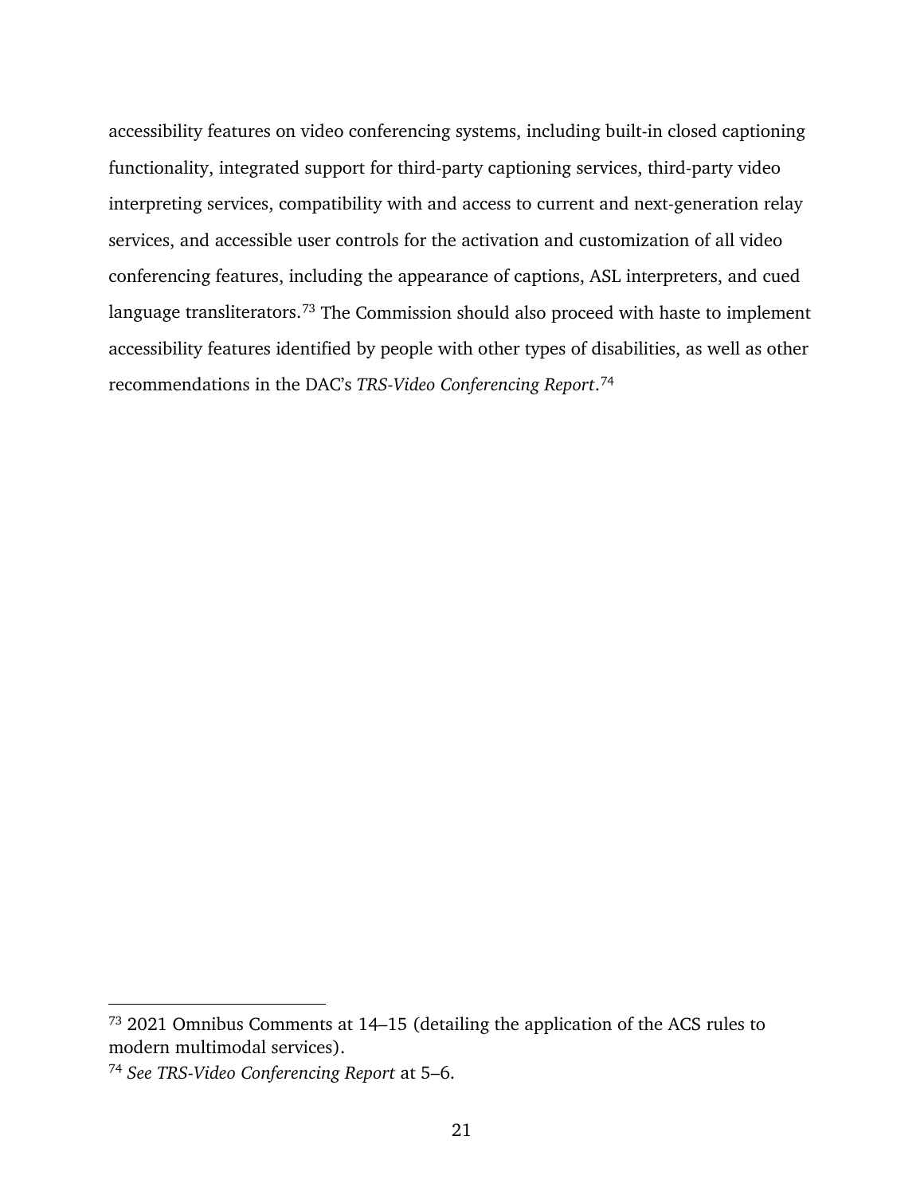accessibility features on video conferencing systems, including built-in closed captioning functionality, integrated support for third-party captioning services, third-party video interpreting services, compatibility with and access to current and next-generation relay services, and accessible user controls for the activation and customization of all video conferencing features, including the appearance of captions, ASL interpreters, and cued language transliterators.[73] The Commission should also proceed with haste to implement accessibility features identified by people with other types of disabilities, as well as other recommendations in the DAC's *TRS-Video Conferencing Report*.[74]

---

[73] 2021 Omnibus Comments at 14–15 (detailing the application of the ACS rules to modern multimodal services).

[74] *See TRS-Video Conferencing Report* at 5–6.